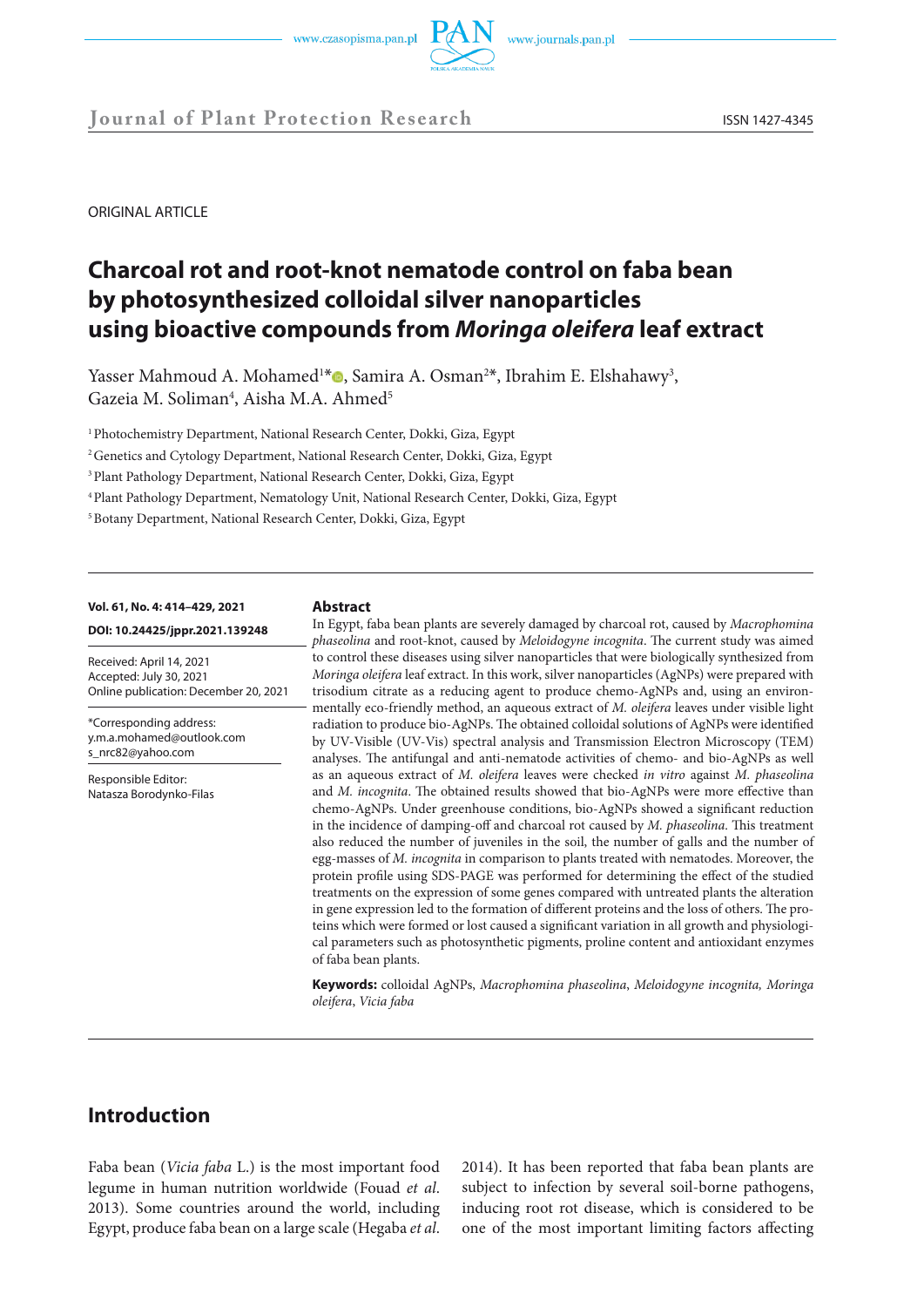ORIGINAL ARTICLE

# Charcoal rot and root-knot nematode control on faba bean by photosynthesized colloidal silver nanoparticles using bioactive compounds from *Moringa oleifera* leaf extract

Yasser Mahmoud A. Mohamed[1]*, Samira A. Osman[2]*, Ibrahim E. Elshahawy[3], Gazeia M. Soliman[4], Aisha M.A. Ahmed[5]

[1] Photochemistry Department, National Research Center, Dokki, Giza, Egypt

[2] Genetics and Cytology Department, National Research Center, Dokki, Giza, Egypt

[3] Plant Pathology Department, National Research Center, Dokki, Giza, Egypt

[4] Plant Pathology Department, Nematology Unit, National Research Center, Dokki, Giza, Egypt

[5] Botany Department, National Research Center, Dokki, Giza, Egypt

**Vol. 61, No. 4: 414–429, 2021**

**DOI: 10.24425/jppr.2021.139248**

Received: April 14, 2021
Accepted: July 30, 2021
Online publication: December 20, 2021

*Corresponding address:
y.m.a.mohamed@outlook.com
s_nrc82@yahoo.com

Responsible Editor:
Natasza Borodynko-Filas

## Abstract

In Egypt, faba bean plants are severely damaged by charcoal rot, caused by *Macrophomina phaseolina* and root-knot, caused by *Meloidogyne incognita*. The current study was aimed to control these diseases using silver nanoparticles that were biologically synthesized from *Moringa oleifera* leaf extract. In this work, silver nanoparticles (AgNPs) were prepared with trisodium citrate as a reducing agent to produce chemo-AgNPs and, using an environmentally eco-friendly method, an aqueous extract of *M. oleifera* leaves under visible light radiation to produce bio-AgNPs. The obtained colloidal solutions of AgNPs were identified by UV-Visible (UV-Vis) spectral analysis and Transmission Electron Microscopy (TEM) analyses. The antifungal and anti-nematode activities of chemo- and bio-AgNPs as well as an aqueous extract of *M. oleifera* leaves were checked *in vitro* against *M. phaseolina* and *M. incognita*. The obtained results showed that bio-AgNPs were more effective than chemo-AgNPs. Under greenhouse conditions, bio-AgNPs showed a significant reduction in the incidence of damping-off and charcoal rot caused by *M. phaseolina*. This treatment also reduced the number of juveniles in the soil, the number of galls and the number of egg-masses of *M. incognita* in comparison to plants treated with nematodes. Moreover, the protein profile using SDS-PAGE was performed for determining the effect of the studied treatments on the expression of some genes compared with untreated plants the alteration in gene expression led to the formation of different proteins and the loss of others. The proteins which were formed or lost caused a significant variation in all growth and physiological parameters such as photosynthetic pigments, proline content and antioxidant enzymes of faba bean plants.

**Keywords:** colloidal AgNPs, *Macrophomina phaseolina*, *Meloidogyne incognita, Moringa oleifera*, *Vicia faba*

## Introduction

Faba bean (*Vicia faba* L.) is the most important food legume in human nutrition worldwide (Fouad *et al*. 2013). Some countries around the world, including Egypt, produce faba bean on a large scale (Hegaba *et al*. 2014). It has been reported that faba bean plants are subject to infection by several soil-borne pathogens, inducing root rot disease, which is considered to be one of the most important limiting factors affecting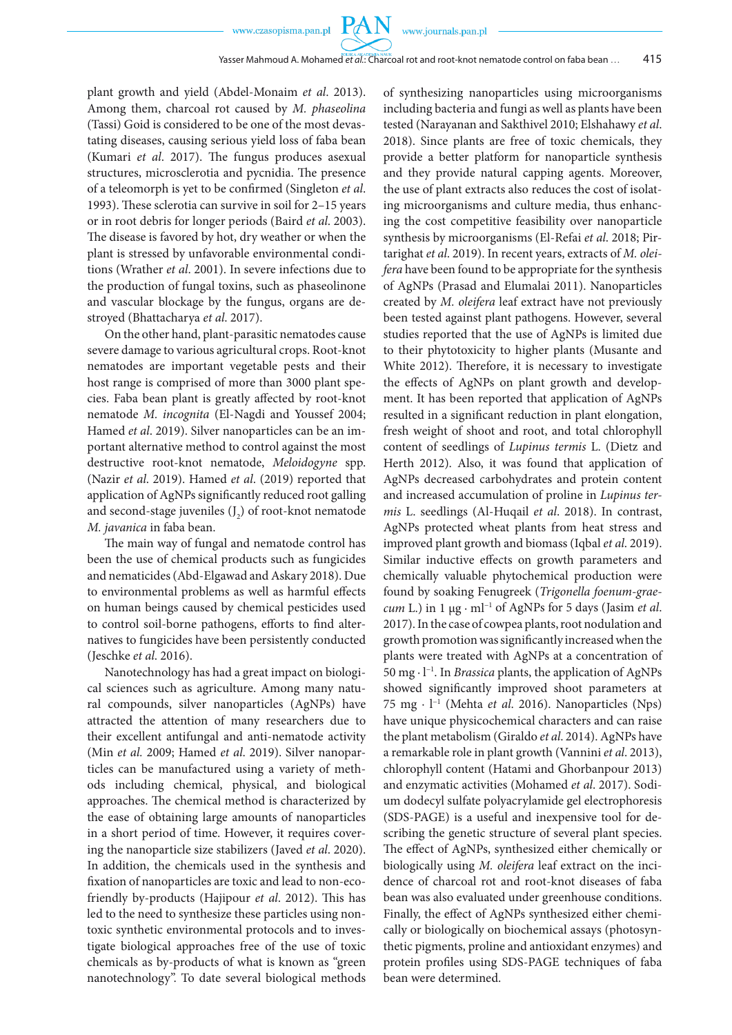plant growth and yield (Abdel-Monaim *et al*. 2013). Among them, charcoal rot caused by *M. phaseolina* (Tassi) Goid is considered to be one of the most devastating diseases, causing serious yield loss of faba bean (Kumari *et al*. 2017). The fungus produces asexual structures, microsclerotia and pycnidia. The presence of a teleomorph is yet to be confirmed (Singleton *et al*. 1993). These sclerotia can survive in soil for 2–15 years or in root debris for longer periods (Baird *et al*. 2003). The disease is favored by hot, dry weather or when the plant is stressed by unfavorable environmental conditions (Wrather *et al*. 2001). In severe infections due to the production of fungal toxins, such as phaseolinone and vascular blockage by the fungus, organs are destroyed (Bhattacharya *et al*. 2017).

On the other hand, plant-parasitic nematodes cause severe damage to various agricultural crops. Root-knot nematodes are important vegetable pests and their host range is comprised of more than 3000 plant species. Faba bean plant is greatly affected by root-knot nematode *M. incognita* (El-Nagdi and Youssef 2004; Hamed *et al*. 2019). Silver nanoparticles can be an important alternative method to control against the most destructive root-knot nematode, *Meloidogyne* spp. (Nazir *et al*. 2019). Hamed *et al*. (2019) reported that application of AgNPs significantly reduced root galling and second-stage juveniles ($J_2$) of root-knot nematode *M. javanica* in faba bean.

The main way of fungal and nematode control has been the use of chemical products such as fungicides and nematicides (Abd-Elgawad and Askary 2018). Due to environmental problems as well as harmful effects on human beings caused by chemical pesticides used to control soil-borne pathogens, efforts to find alternatives to fungicides have been persistently conducted (Jeschke *et al*. 2016).

Nanotechnology has had a great impact on biological sciences such as agriculture. Among many natural compounds, silver nanoparticles (AgNPs) have attracted the attention of many researchers due to their excellent antifungal and anti-nematode activity (Min *et al.* 2009; Hamed *et al*. 2019). Silver nanoparticles can be manufactured using a variety of methods including chemical, physical, and biological approaches. The chemical method is characterized by the ease of obtaining large amounts of nanoparticles in a short period of time. However, it requires covering the nanoparticle size stabilizers (Javed *et al*. 2020). In addition, the chemicals used in the synthesis and fixation of nanoparticles are toxic and lead to non-eco-friendly by-products (Hajipour *et al*. 2012). This has led to the need to synthesize these particles using non-toxic synthetic environmental protocols and to investigate biological approaches free of the use of toxic chemicals as by-products of what is known as "green nanotechnology". To date several biological methods of synthesizing nanoparticles using microorganisms including bacteria and fungi as well as plants have been tested (Narayanan and Sakthivel 2010; Elshahawy *et al*. 2018). Since plants are free of toxic chemicals, they provide a better platform for nanoparticle synthesis and they provide natural capping agents. Moreover, the use of plant extracts also reduces the cost of isolating microorganisms and culture media, thus enhancing the cost competitive feasibility over nanoparticle synthesis by microorganisms (El-Refai *et al*. 2018; Pirtarighat *et al*. 2019). In recent years, extracts of *M. oleifera* have been found to be appropriate for the synthesis of AgNPs (Prasad and Elumalai 2011). Nanoparticles created by *M. oleifera* leaf extract have not previously been tested against plant pathogens. However, several studies reported that the use of AgNPs is limited due to their phytotoxicity to higher plants (Musante and White 2012). Therefore, it is necessary to investigate the effects of AgNPs on plant growth and development. It has been reported that application of AgNPs resulted in a significant reduction in plant elongation, fresh weight of shoot and root, and total chlorophyll content of seedlings of *Lupinus termis* L. (Dietz and Herth 2012). Also, it was found that application of AgNPs decreased carbohydrates and protein content and increased accumulation of proline in *Lupinus termis* L. seedlings (Al-Huqail *et al*. 2018). In contrast, AgNPs protected wheat plants from heat stress and improved plant growth and biomass (Iqbal *et al.* 2019). Similar inductive effects on growth parameters and chemically valuable phytochemical production were found by soaking Fenugreek (*Trigonella foenum-graecum* L.) in 1 $\mu g \cdot ml^{-1}$ of AgNPs for 5 days (Jasim *et al*. 2017). In the case of cowpea plants, root nodulation and growth promotion was significantly increased when the plants were treated with AgNPs at a concentration of 50 $mg \cdot l^{-1}$. In *Brassica* plants, the application of AgNPs showed significantly improved shoot parameters at 75 $mg \cdot l^{-1}$ (Mehta *et al*. 2016). Nanoparticles (Nps) have unique physicochemical characters and can raise the plant metabolism (Giraldo *et al*. 2014). AgNPs have a remarkable role in plant growth (Vannini *et al*. 2013), chlorophyll content (Hatami and Ghorbanpour 2013) and enzymatic activities (Mohamed *et al*. 2017). Sodium dodecyl sulfate polyacrylamide gel electrophoresis (SDS-PAGE) is a useful and inexpensive tool for describing the genetic structure of several plant species. The effect of AgNPs, synthesized either chemically or biologically using *M. oleifera* leaf extract on the incidence of charcoal rot and root-knot diseases of faba bean was also evaluated under greenhouse conditions. Finally, the effect of AgNPs synthesized either chemically or biologically on biochemical assays (photosynthetic pigments, proline and antioxidant enzymes) and protein profiles using SDS-PAGE techniques of faba bean were determined.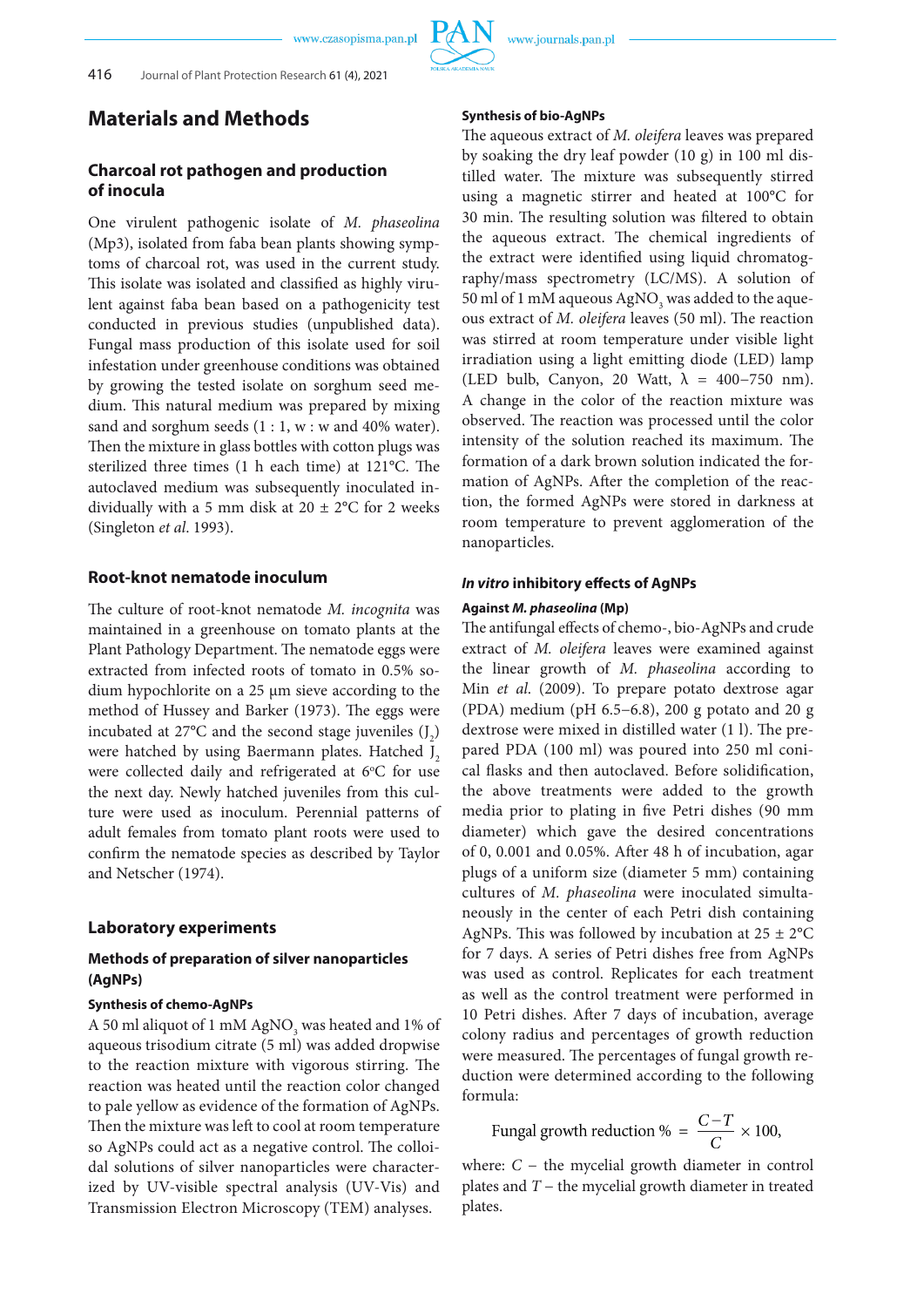# Materials and Methods

## Charcoal rot pathogen and production of inocula

One virulent pathogenic isolate of *M. phaseolina* (Mp3), isolated from faba bean plants showing symptoms of charcoal rot, was used in the current study. This isolate was isolated and classified as highly virulent against faba bean based on a pathogenicity test conducted in previous studies (unpublished data). Fungal mass production of this isolate used for soil infestation under greenhouse conditions was obtained by growing the tested isolate on sorghum seed medium. This natural medium was prepared by mixing sand and sorghum seeds (1 : 1, w : w and 40% water). Then the mixture in glass bottles with cotton plugs was sterilized three times (1 h each time) at 121°C. The autoclaved medium was subsequently inoculated individually with a 5 mm disk at 20 ± 2°C for 2 weeks (Singleton *et al*. 1993).

## Root-knot nematode inoculum

The culture of root-knot nematode *M. incognita* was maintained in a greenhouse on tomato plants at the Plant Pathology Department. The nematode eggs were extracted from infected roots of tomato in 0.5% sodium hypochlorite on a 25 µm sieve according to the method of Hussey and Barker (1973). The eggs were incubated at 27°C and the second stage juveniles ($J_2$) were hatched by using Baermann plates. Hatched $J_2$ were collected daily and refrigerated at 6°C for use the next day. Newly hatched juveniles from this culture were used as inoculum. Perennial patterns of adult females from tomato plant roots were used to confirm the nematode species as described by Taylor and Netscher (1974).

## Laboratory experiments

### Methods of preparation of silver nanoparticles (AgNPs)

#### Synthesis of chemo-AgNPs

A 50 ml aliquot of 1 mM $AgNO_3$ was heated and 1% of aqueous trisodium citrate (5 ml) was added dropwise to the reaction mixture with vigorous stirring. The reaction was heated until the reaction color changed to pale yellow as evidence of the formation of AgNPs. Then the mixture was left to cool at room temperature so AgNPs could act as a negative control. The colloidal solutions of silver nanoparticles were characterized by UV-visible spectral analysis (UV-Vis) and Transmission Electron Microscopy (TEM) analyses.

#### Synthesis of bio-AgNPs

The aqueous extract of *M. oleifera* leaves was prepared by soaking the dry leaf powder (10 g) in 100 ml distilled water. The mixture was subsequently stirred using a magnetic stirrer and heated at 100°C for 30 min. The resulting solution was filtered to obtain the aqueous extract. The chemical ingredients of the extract were identified using liquid chromatography/mass spectrometry (LC/MS). A solution of 50 ml of 1 mM aqueous $AgNO_3$ was added to the aqueous extract of *M. oleifera* leaves (50 ml). The reaction was stirred at room temperature under visible light irradiation using a light emitting diode (LED) lamp (LED bulb, Canyon, 20 Watt, $\lambda$ = 400–750 nm). A change in the color of the reaction mixture was observed. The reaction was processed until the color intensity of the solution reached its maximum. The formation of a dark brown solution indicated the formation of AgNPs. After the completion of the reaction, the formed AgNPs were stored in darkness at room temperature to prevent agglomeration of the nanoparticles.

### *In vitro* inhibitory effects of AgNPs

#### Against *M. phaseolina* (Mp)

The antifungal effects of chemo-, bio-AgNPs and crude extract of *M. oleifera* leaves were examined against the linear growth of *M. phaseolina* according to Min *et al.* (2009). To prepare potato dextrose agar (PDA) medium (pH 6.5–6.8), 200 g potato and 20 g dextrose were mixed in distilled water (1 l). The prepared PDA (100 ml) was poured into 250 ml conical flasks and then autoclaved. Before solidification, the above treatments were added to the growth media prior to plating in five Petri dishes (90 mm diameter) which gave the desired concentrations of 0, 0.001 and 0.05%. After 48 h of incubation, agar plugs of a uniform size (diameter 5 mm) containing cultures of *M. phaseolina* were inoculated simultaneously in the center of each Petri dish containing AgNPs. This was followed by incubation at 25 ± 2°C for 7 days. A series of Petri dishes free from AgNPs was used as control. Replicates for each treatment as well as the control treatment were performed in 10 Petri dishes. After 7 days of incubation, average colony radius and percentages of growth reduction were measured. The percentages of fungal growth reduction were determined according to the following formula:

$$\text{Fungal growth reduction \%} = \frac{C-T}{C} \times 100,$$

where: $C$ – the mycelial growth diameter in control plates and $T$ – the mycelial growth diameter in treated plates.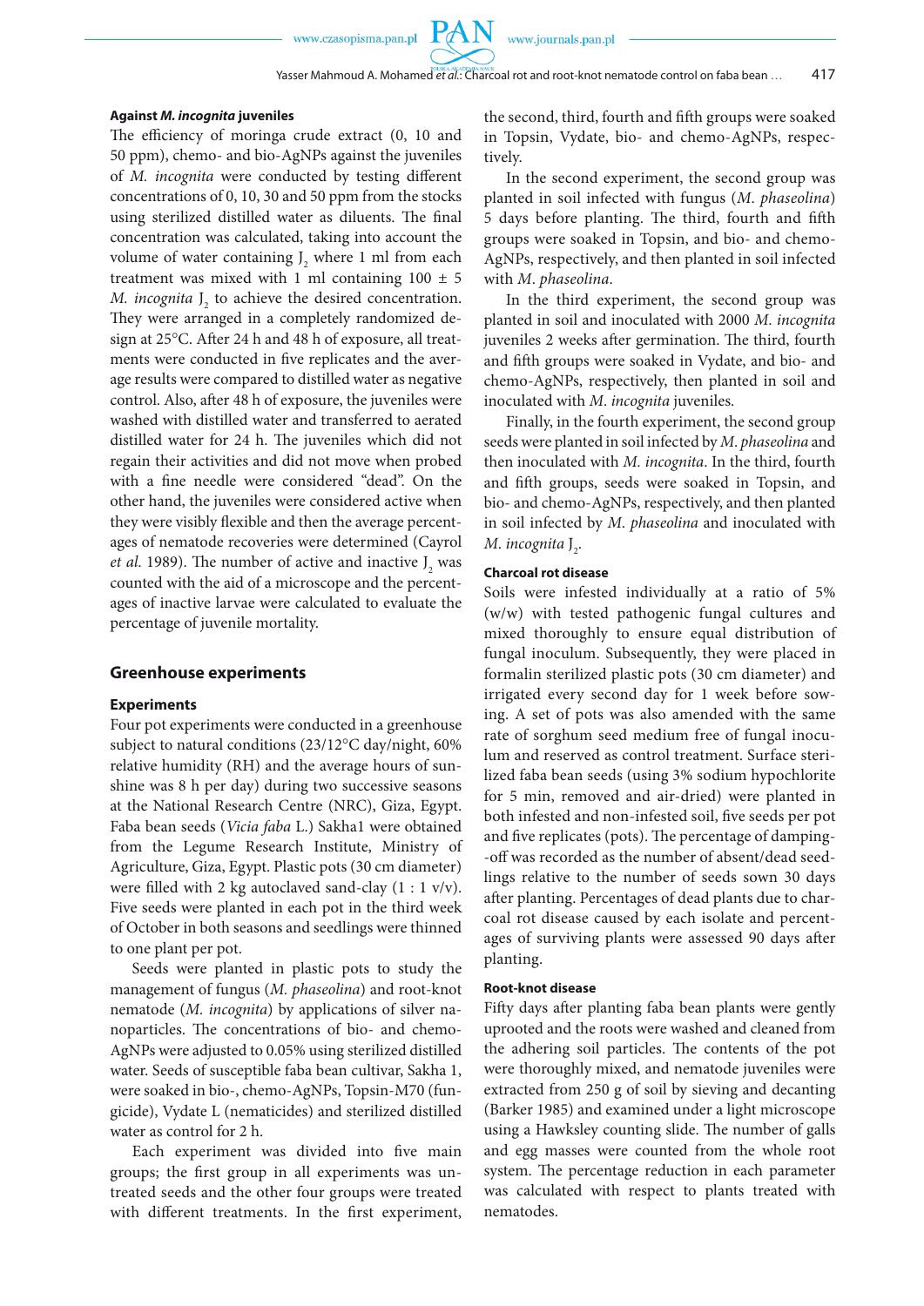#### Against *M. incognita* juveniles

The efficiency of moringa crude extract (0, 10 and 50 ppm), chemo- and bio-AgNPs against the juveniles of *M. incognita* were tested by testing different concentrations of 0, 10, 30 and 50 ppm from the stocks using sterilized distilled water as diluents. The final concentration was calculated, taking into account the volume of water containing $J_2$ where 1 ml from each treatment was mixed with 1 ml containing 100 ± 5 *M. incognita* $J_2$ to achieve the desired concentration. They were arranged in a completely randomized design at 25°C. After 24 h and 48 h of exposure, all treatments were conducted in five replicates and the average results were compared to distilled water as negative control. Also, after 48 h of exposure, the juveniles were washed with distilled water and transferred to aerated distilled water for 24 h. The juveniles which did not regain their activities and did not move when probed with a fine needle were considered "dead". On the other hand, the juveniles were considered active when they were visibly flexible and then the average percentages of nematode recoveries were determined (Cayrol *et al.* 1989). The number of active and inactive $J_2$ was counted with the aid of a microscope and the percentages of inactive larvae were calculated to evaluate the percentage of juvenile mortality.

## Greenhouse experiments

#### Experiments

Four pot experiments were conducted in a greenhouse subject to natural conditions (23/12°C day/night, 60% relative humidity (RH) and the average hours of sunshine was 8 h per day) during two successive seasons at the National Research Centre (NRC), Giza, Egypt. Faba bean seeds (*Vicia faba* L.) Sakha1 were obtained from the Legume Research Institute, Ministry of Agriculture, Giza, Egypt. Plastic pots (30 cm diameter) were filled with 2 kg autoclaved sand-clay (1 : 1 v/v). Five seeds were planted in each pot in the third week of October in both seasons and seedlings were thinned to one plant per pot.

Seeds were planted in plastic pots to study the management of fungus (*M. phaseolina*) and root-knot nematode (*M. incognita*) by applications of silver nanoparticles. The concentrations of bio- and chemo-AgNPs were adjusted to 0.05% using sterilized distilled water. Seeds of susceptible faba bean cultivar, Sakha 1, were soaked in bio-, chemo-AgNPs, Topsin-M70 (fungicide), Vydate L (nematicides) and sterilized distilled water as control for 2 h.

Each experiment was divided into five main groups; the first group in all experiments was untreated seeds and the other four groups were treated with different treatments. In the first experiment, the second, third, fourth and fifth groups were soaked in Topsin, Vydate, bio- and chemo-AgNPs, respectively.

In the second experiment, the second group was planted in soil infected with fungus (*M. phaseolina*) 5 days before planting. The third, fourth and fifth groups were soaked in Topsin, and bio- and chemo-AgNPs, respectively, and then planted in soil infected with *M. phaseolina*.

In the third experiment, the second group was planted in soil and inoculated with 2000 *M. incognita* juveniles 2 weeks after germination. The third, fourth and fifth groups were soaked in Vydate, and bio- and chemo-AgNPs, respectively, then planted in soil and inoculated with *M. incognita* juveniles.

Finally, in the fourth experiment, the second group seeds were planted in soil infected by *M. phaseolina* and then inoculated with *M. incognita*. In the third, fourth and fifth groups, seeds were soaked in Topsin, and bio- and chemo-AgNPs, respectively, and then planted in soil infected by *M. phaseolina* and inoculated with *M. incognita* $J_2$.

#### Charcoal rot disease

Soils were infested individually at a ratio of 5% (w/w) with tested pathogenic fungal cultures and mixed thoroughly to ensure equal distribution of fungal inoculum. Subsequently, they were placed in formalin sterilized plastic pots (30 cm diameter) and irrigated every second day for 1 week before sowing. A set of pots was also amended with the same rate of sorghum seed medium free of fungal inoculum and reserved as control treatment. Surface sterilized faba bean seeds (using 3% sodium hypochlorite for 5 min, removed and air-dried) were planted in both infested and non-infested soil, five seeds per pot and five replicates (pots). The percentage of damping-off was recorded as the number of absent/dead seedlings relative to the number of seeds sown 30 days after planting. Percentages of dead plants due to charcoal rot disease caused by each isolate and percentages of surviving plants were assessed 90 days after planting.

#### Root-knot disease

Fifty days after planting faba bean plants were gently uprooted and the roots were washed and cleaned from the adhering soil particles. The contents of the pot were thoroughly mixed, and nematode juveniles were extracted from 250 g of soil by sieving and decanting (Barker 1985) and examined under a light microscope using a Hawksley counting slide. The number of galls and egg masses were counted from the whole root system. The percentage reduction in each parameter was calculated with respect to plants treated with nematodes.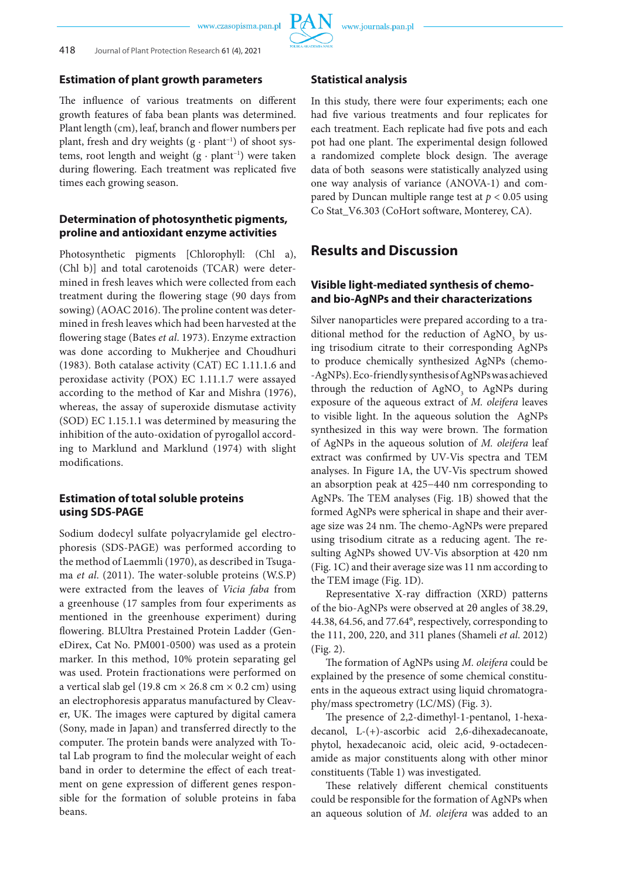### Estimation of plant growth parameters

The influence of various treatments on different growth features of faba bean plants was determined. Plant length (cm), leaf, branch and flower numbers per plant, fresh and dry weights ($g \cdot plant^{-1}$) of shoot systems, root length and weight ($g \cdot plant^{-1}$) were taken during flowering. Each treatment was replicated five times each growing season.

### Determination of photosynthetic pigments, proline and antioxidant enzyme activities

Photosynthetic pigments [Chlorophyll: (Chl a), (Chl b)] and total carotenoids (TCAR) were determined in fresh leaves which were collected from each treatment during the flowering stage (90 days from sowing) (AOAC 2016). The proline content was determined in fresh leaves which had been harvested at the flowering stage (Bates *et al.* 1973). Enzyme extraction was done according to Mukherjee and Choudhuri (1983). Both catalase activity (CAT) EC 1.11.1.6 and peroxidase activity (POX) EC 1.11.1.7 were assayed according to the method of Kar and Mishra (1976), whereas, the assay of superoxide dismutase activity (SOD) EC 1.15.1.1 was determined by measuring the inhibition of the auto-oxidation of pyrogallol according to Marklund and Marklund (1974) with slight modifications.

### Estimation of total soluble proteins using SDS-PAGE

Sodium dodecyl sulfate polyacrylamide gel electrophoresis (SDS-PAGE) was performed according to the method of Laemmli (1970), as described in Tsugama *et al.* (2011). The water-soluble proteins (W.S.P) were extracted from the leaves of *Vicia faba* from a greenhouse (17 samples from four experiments as mentioned in the greenhouse experiment) during flowering. BLUltra Prestained Protein Ladder (GeneDirex, Cat No. PM001-0500) was used as a protein marker. In this method, 10% protein separating gel was used. Protein fractionations were performed on a vertical slab gel (19.8 cm × 26.8 cm × 0.2 cm) using an electrophoresis apparatus manufactured by Cleaver, UK. The images were captured by digital camera (Sony, made in Japan) and transferred directly to the computer. The protein bands were analyzed with Total Lab program to find the molecular weight of each band in order to determine the effect of each treatment on gene expression of different genes responsible for the formation of soluble proteins in faba beans.

### Statistical analysis

In this study, there were four experiments; each one had five various treatments and four replicates for each treatment. Each replicate had five pots and each pot had one plant. The experimental design followed a randomized complete block design. The average data of both seasons were statistically analyzed using one way analysis of variance (ANOVA-1) and compared by Duncan multiple range test at $p < 0.05$ using Co Stat_V6.303 (CoHort software, Monterey, CA).

## Results and Discussion

### Visible light-mediated synthesis of chemo- and bio-AgNPs and their characterizations

Silver nanoparticles were prepared according to a traditional method for the reduction of $AgNO_3$ by using trisodium citrate to their corresponding AgNPs to produce chemically synthesized AgNPs (chemo-AgNPs). Eco-friendly synthesis of AgNPs was achieved through the reduction of $AgNO_3$ to AgNPs during exposure of the aqueous extract of *M. oleifera* leaves to visible light. In the aqueous solution the AgNPs synthesized in this way were brown. The formation of AgNPs in the aqueous solution of *M. oleifera* leaf extract was confirmed by UV-Vis spectra and TEM analyses. In Figure 1A, the UV-Vis spectrum showed an absorption peak at 425–440 nm corresponding to AgNPs. The TEM analyses (Fig. 1B) showed that the formed AgNPs were spherical in shape and their average size was 24 nm. The chemo-AgNPs were prepared using trisodium citrate as a reducing agent. The resulting AgNPs showed UV-Vis absorption at 420 nm (Fig. 1C) and their average size was 11 nm according to the TEM image (Fig. 1D).

Representative X-ray diffraction (XRD) patterns of the bio-AgNPs were observed at $2\theta$ angles of 38.29, 44.38, 64.56, and 77.64°, respectively, corresponding to the 111, 200, 220, and 311 planes (Shameli *et al.* 2012) (Fig. 2).

The formation of AgNPs using *M. oleifera* could be explained by the presence of some chemical constituents in the aqueous extract using liquid chromatography/mass spectrometry (LC/MS) (Fig. 3).

The presence of 2,2-dimethyl-1-pentanol, 1-hexadecanol, L-(+)-ascorbic acid 2,6-dihexadecanoate, phytol, hexadecanoic acid, oleic acid, 9-octadecenamide as major constituents along with other minor constituents (Table 1) was investigated.

These relatively different chemical constituents could be responsible for the formation of AgNPs when an aqueous solution of *M. oleifera* was added to an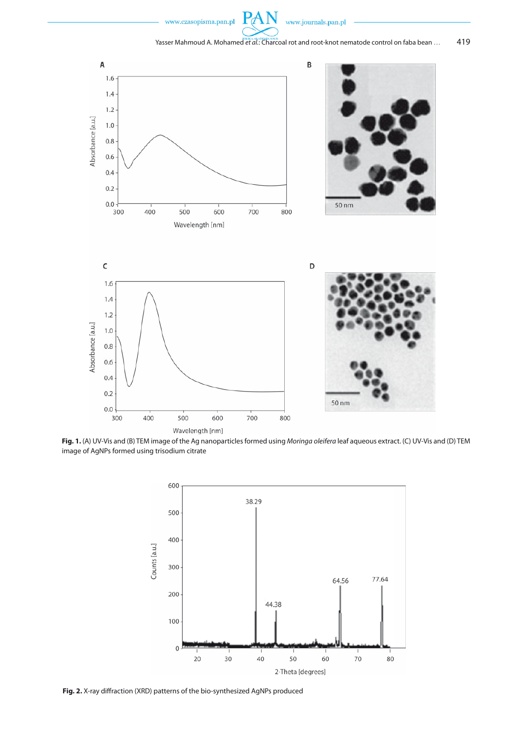**Fig. 1.** (A) UV-Vis and (B) TEM image of the Ag nanoparticles formed using *Moringa oleifera* leaf aqueous extract. (C) UV-Vis and (D) TEM image of AgNPs formed using trisodium citrate

**Fig. 2.** X-ray diffraction (XRD) patterns of the bio-synthesized AgNPs produced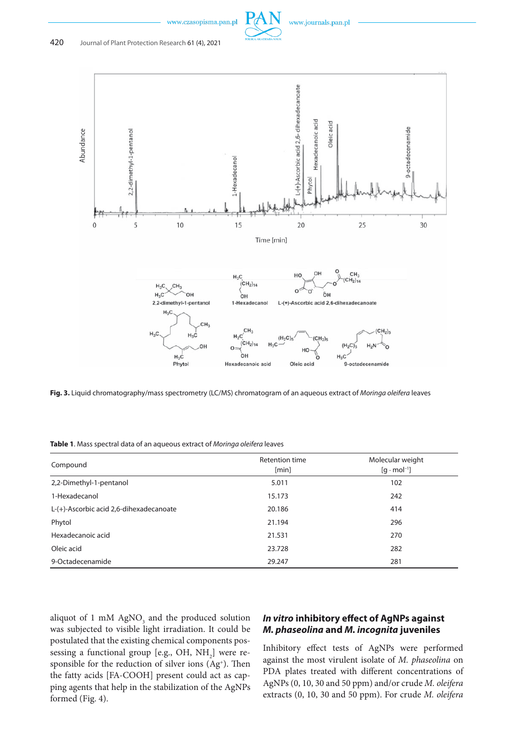**Fig. 3.** Liquid chromatography/mass spectrometry (LC/MS) chromatogram of an aqueous extract of *Moringa oleifera* leaves

**Table 1**. Mass spectral data of an aqueous extract of *Moringa oleifera* leaves

| Compound | Retention time [min] | Molecular weight [$g \cdot mol^{-1}$] |
|---|---|---|
| 2,2-Dimethyl-1-pentanol | 5.011 | 102 |
| 1-Hexadecanol | 15.173 | 242 |
| L-(+)-Ascorbic acid 2,6-dihexadecanoate | 20.186 | 414 |
| Phytol | 21.194 | 296 |
| Hexadecanoic acid | 21.531 | 270 |
| Oleic acid | 23.728 | 282 |
| 9-Octadecenamide | 29.247 | 281 |

aliquot of 1 mM $AgNO_3$ and the produced solution was subjected to visible light irradiation. It could be postulated that the existing chemical components possessing a functional group [e.g., OH, $NH_2$] were responsible for the reduction of silver ions ($Ag^+$). Then the fatty acids [FA-COOH] present could act as capping agents that help in the stabilization of the AgNPs formed (Fig. 4).

### *In vitro* inhibitory effect of AgNPs against *M. phaseolina* and *M. incognita* juveniles

Inhibitory effect tests of AgNPs were performed against the most virulent isolate of *M. phaseolina* on PDA plates treated with different concentrations of AgNPs (0, 10, 30 and 50 ppm) and/or crude *M. oleifera* extracts (0, 10, 30 and 50 ppm). For crude *M. oleifera*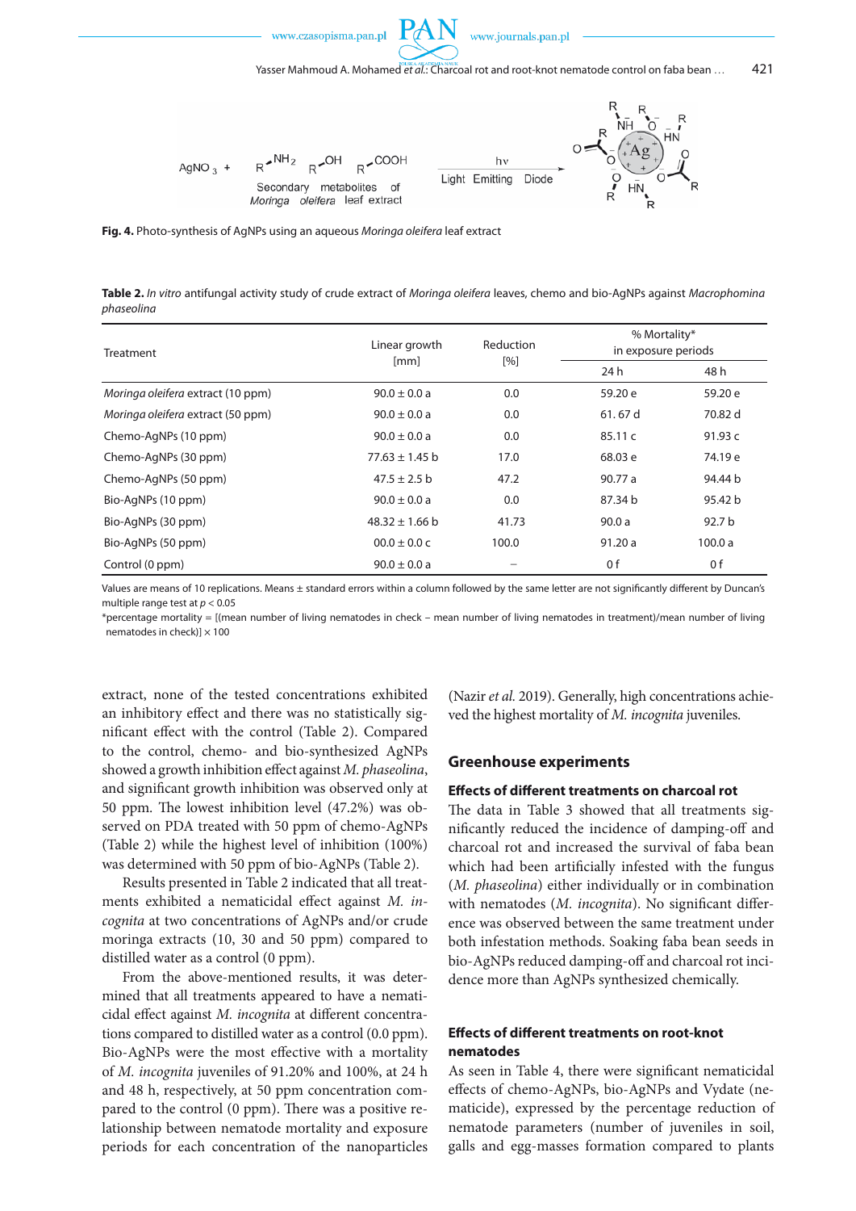$AgNO_3$ + $R-NH_2$ $R-OH$ $R-COOH$ Secondary metabolites of *Moringa oleifera* leaf extract $\xrightarrow{h\nu}$ Light Emitting Diode

**Fig. 4.** Photo-synthesis of AgNPs using an aqueous *Moringa oleifera* leaf extract

**Table 2.** *In vitro* antifungal activity study of crude extract of *Moringa oleifera* leaves, chemo and bio-AgNPs against *Macrophomina phaseolina*

| Treatment | Linear growth [mm] | Reduction [%] | % Mortality* in exposure periods | |
|---|---|---|---|---|
| | | | 24 h | 48 h |
| *Moringa oleifera* extract (10 ppm) | 90.0 ± 0.0 a | 0.0 | 59.20 e | 59.20 e |
| *Moringa oleifera* extract (50 ppm) | 90.0 ± 0.0 a | 0.0 | 61. 67 d | 70.82 d |
| Chemo-AgNPs (10 ppm) | 90.0 ± 0.0 a | 0.0 | 85.11 c | 91.93 c |
| Chemo-AgNPs (30 ppm) | 77.63 ± 1.45 b | 17.0 | 68.03 e | 74.19 e |
| Chemo-AgNPs (50 ppm) | 47.5 ± 2.5 b | 47.2 | 90.77 a | 94.44 b |
| Bio-AgNPs (10 ppm) | 90.0 ± 0.0 a | 0.0 | 87.34 b | 95.42 b |
| Bio-AgNPs (30 ppm) | 48.32 ± 1.66 b | 41.73 | 90.0 a | 92.7 b |
| Bio-AgNPs (50 ppm) | 00.0 ± 0.0 c | 100.0 | 91.20 a | 100.0 a |
| Control (0 ppm) | 90.0 ± 0.0 a | – | 0 f | 0 f |

Values are means of 10 replications. Means ± standard errors within a column followed by the same letter are not significantly different by Duncan's multiple range test at $p < 0.05$

*percentage mortality = [(mean number of living nematodes in check – mean number of living nematodes in treatment)/mean number of living nematodes in check)] × 100

extract, none of the tested concentrations exhibited an inhibitory effect and there was no statistically significant effect with the control (Table 2). Compared to the control, chemo- and bio-synthesized AgNPs showed a growth inhibition effect against *M. phaseolina*, and significant growth inhibition was observed only at 50 ppm. The lowest inhibition level (47.2%) was observed on PDA treated with 50 ppm of chemo-AgNPs (Table 2) while the highest level of inhibition (100%) was determined with 50 ppm of bio-AgNPs (Table 2).

Results presented in Table 2 indicated that all treatments exhibited a nematicidal effect against *M. incognita* at two concentrations of AgNPs and/or crude moringa extracts (10, 30 and 50 ppm) compared to distilled water as a control (0 ppm).

From the above-mentioned results, it was determined that all treatments appeared to have a nematicidal effect against *M. incognita* at different concentrations compared to distilled water as a control (0.0 ppm). Bio-AgNPs were the most effective with a mortality of *M. incognita* juveniles of 91.20% and 100%, at 24 h and 48 h, respectively, at 50 ppm concentration compared to the control (0 ppm). There was a positive relationship between nematode mortality and exposure periods for each concentration of the nanoparticles (Nazir *et al.* 2019). Generally, high concentrations achieved the highest mortality of *M. incognita* juveniles.

## Greenhouse experiments

### Effects of different treatments on charcoal rot

The data in Table 3 showed that all treatments significantly reduced the incidence of damping-off and charcoal rot and increased the survival of faba bean which had been artificially infested with the fungus (*M. phaseolina*) either individually or in combination with nematodes (*M. incognita*). No significant difference was observed between the same treatment under both infestation methods. Soaking faba bean seeds in bio-AgNPs reduced damping-off and charcoal rot incidence more than AgNPs synthesized chemically.

### Effects of different treatments on root-knot nematodes

As seen in Table 4, there were significant nematicidal effects of chemo-AgNPs, bio-AgNPs and Vydate (nematicide), expressed by the percentage reduction of nematode parameters (number of juveniles in soil, galls and egg-masses formation compared to plants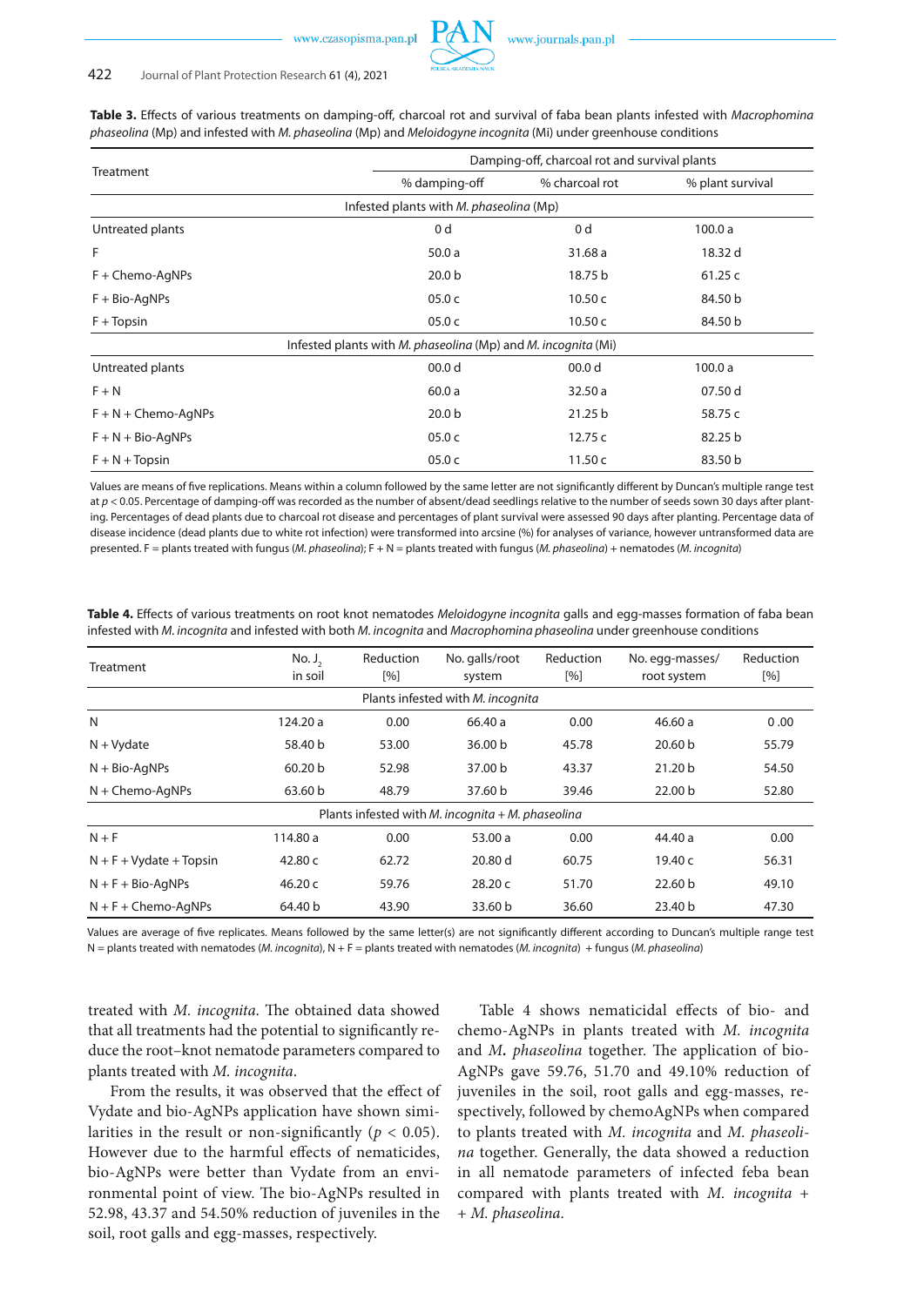**Table 3.** Effects of various treatments on damping-off, charcoal rot and survival of faba bean plants infested with *Macrophomina phaseolina* (Mp) and infested with *M. phaseolina* (Mp) and *Meloidogyne incognita* (Mi) under greenhouse conditions

| Treatment | Damping-off, charcoal rot and survival plants | | |
|---|---|---|---|
| | % damping-off | % charcoal rot | % plant survival |
| Infested plants with *M. phaseolina* (Mp) | | | |
| Untreated plants | 0 d | 0 d | 100.0 a |
| F | 50.0 a | 31.68 a | 18.32 d |
| F + Chemo-AgNPs | 20.0 b | 18.75 b | 61.25 c |
| F + Bio-AgNPs | 05.0 c | 10.50 c | 84.50 b |
| F + Topsin | 05.0 c | 10.50 c | 84.50 b |
| Infested plants with *M. phaseolina* (Mp) and *M. incognita* (Mi) | | | |
| Untreated plants | 00.0 d | 00.0 d | 100.0 a |
| F + N | 60.0 a | 32.50 a | 07.50 d |
| F + N + Chemo-AgNPs | 20.0 b | 21.25 b | 58.75 c |
| F + N + Bio-AgNPs | 05.0 c | 12.75 c | 82.25 b |
| F + N + Topsin | 05.0 c | 11.50 c | 83.50 b |

Values are means of five replications. Means within a column followed by the same letter are not significantly different by Duncan's multiple range test at $p < 0.05$. Percentage of damping-off was recorded as the number of absent/dead seedlings relative to the number of seeds sown 30 days after planting. Percentages of dead plants due to charcoal rot disease and percentages of plant survival were assessed 90 days after planting. Percentage data of disease incidence (dead plants due to white rot infection) were transformed into arcsine (%) for analyses of variance, however untransformed data are presented. F = plants treated with fungus (*M. phaseolina*); F + N = plants treated with fungus (*M. phaseolina*) + nematodes (*M. incognita*)

**Table 4.** Effects of various treatments on root knot nematodes *Meloidogyne incognita* galls and egg-masses formation of faba bean infested with *M. incognita* and infested with both *M. incognita* and *Macrophomina phaseolina* under greenhouse conditions

| Treatment | No. $J_2$ in soil | Reduction [%] | No. galls/root system | Reduction [%] | No. egg-masses/ root system | Reduction [%] |
|---|---|---|---|---|---|---|
| Plants infested with *M. incognita* | | | | | | |
| N | 124.20 a | 0.00 | 66.40 a | 0.00 | 46.60 a | 0 .00 |
| N + Vydate | 58.40 b | 53.00 | 36.00 b | 45.78 | 20.60 b | 55.79 |
| N + Bio-AgNPs | 60.20 b | 52.98 | 37.00 b | 43.37 | 21.20 b | 54.50 |
| N + Chemo-AgNPs | 63.60 b | 48.79 | 37.60 b | 39.46 | 22.00 b | 52.80 |
| Plants infested with *M. incognita* + *M. phaseolina* | | | | | | |
| N + F | 114.80 a | 0.00 | 53.00 a | 0.00 | 44.40 a | 0.00 |
| N + F + Vydate + Topsin | 42.80 c | 62.72 | 20.80 d | 60.75 | 19.40 c | 56.31 |
| N + F + Bio-AgNPs | 46.20 c | 59.76 | 28.20 c | 51.70 | 22.60 b | 49.10 |
| N + F + Chemo-AgNPs | 64.40 b | 43.90 | 33.60 b | 36.60 | 23.40 b | 47.30 |

Values are average of five replicates. Means followed by the same letter(s) are not significantly different according to Duncan's multiple range test N = plants treated with nematodes (*M. incognita*), N + F = plants treated with nematodes (*M. incognita*) + fungus (*M. phaseolina*)

treated with *M. incognita*. The obtained data showed that all treatments had the potential to significantly reduce the root–knot nematode parameters compared to plants treated with *M. incognita*.

From the results, it was observed that the effect of Vydate and bio-AgNPs application have shown similarities in the result or non-significantly ($p < 0.05$). However due to the harmful effects of nematicides, bio-AgNPs were better than Vydate from an environmental point of view. The bio-AgNPs resulted in 52.98, 43.37 and 54.50% reduction of juveniles in the soil, root galls and egg-masses, respectively.

Table 4 shows nematicidal effects of bio- and chemo-AgNPs in plants treated with *M. incognita* and *M***.** *phaseolina* together. The application of bio-AgNPs gave 59.76, 51.70 and 49.10% reduction of juveniles in the soil, root galls and egg-masses, respectively, followed by chemoAgNPs when compared to plants treated with *M. incognita* and *M. phaseolina* together. Generally, the data showed a reduction in all nematode parameters of infected feba bean compared with plants treated with *M. incognita* + + *M. phaseolina*.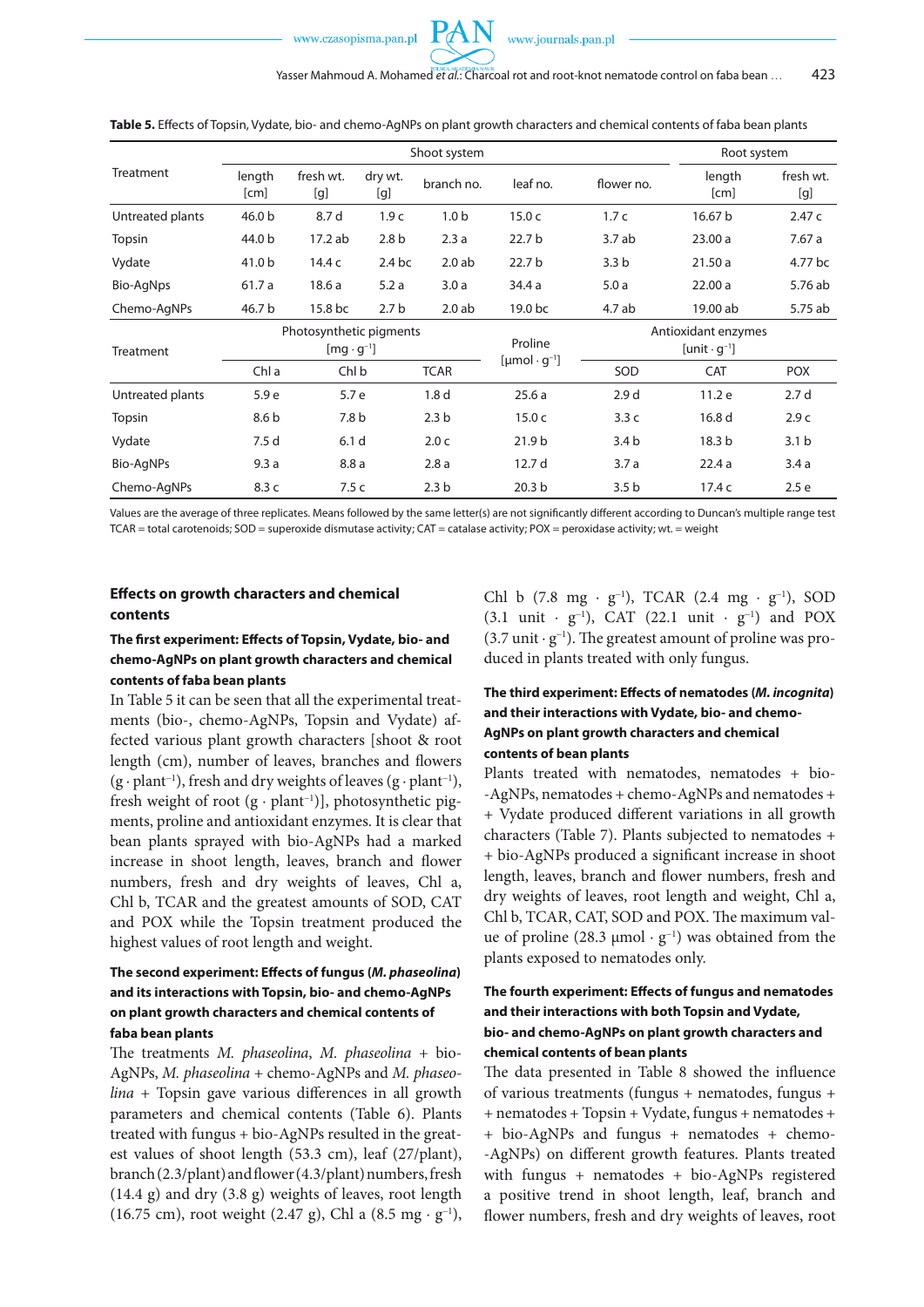**Table 5.** Effects of Topsin, Vydate, bio- and chemo-AgNPs on plant growth characters and chemical contents of faba bean plants

| Treatment | Shoot system | | | | | | Root system | |
|---|---|---|---|---|---|---|---|---|
| | length [cm] | fresh wt. [g] | dry wt. [g] | branch no. | leaf no. | flower no. | length [cm] | fresh wt. [g] |
| Untreated plants | 46.0 b | 8.7 d | 1.9 c | 1.0 b | 15.0 c | 1.7 c | 16.67 b | 2.47 c |
| Topsin | 44.0 b | 17.2 ab | 2.8 b | 2.3 a | 22.7 b | 3.7 ab | 23.00 a | 7.67 a |
| Vydate | 41.0 b | 14.4 c | 2.4 bc | 2.0 ab | 22.7 b | 3.3 b | 21.50 a | 4.77 bc |
| Bio-AgNps | 61.7 a | 18.6 a | 5.2 a | 3.0 a | 34.4 a | 5.0 a | 22.00 a | 5.76 ab |
| Chemo-AgNPs | 46.7 b | 15.8 bc | 2.7 b | 2.0 ab | 19.0 bc | 4.7 ab | 19.00 ab | 5.75 ab |

| Treatment | Photosynthetic pigments $[mg \cdot g^{-1}]$ | | | Proline $[\mu mol \cdot g^{-1}]$ | Antioxidant enzymes $[unit \cdot g^{-1}]$ | | |
|---|---|---|---|---|---|---|---|
| | Chl a | Chl b | TCAR | | SOD | CAT | POX |
| Untreated plants | 5.9 e | 5.7 e | 1.8 d | 25.6 a | 2.9 d | 11.2 e | 2.7 d |
| Topsin | 8.6 b | 7.8 b | 2.3 b | 15.0 c | 3.3 c | 16.8 d | 2.9 c |
| Vydate | 7.5 d | 6.1 d | 2.0 c | 21.9 b | 3.4 b | 18.3 b | 3.1 b |
| Bio-AgNPs | 9.3 a | 8.8 a | 2.8 a | 12.7 d | 3.7 a | 22.4 a | 3.4 a |
| Chemo-AgNPs | 8.3 c | 7.5 c | 2.3 b | 20.3 b | 3.5 b | 17.4 c | 2.5 e |

Values are the average of three replicates. Means followed by the same letter(s) are not significantly different according to Duncan's multiple range test
TCAR = total carotenoids; SOD = superoxide dismutase activity; CAT = catalase activity; POX = peroxidase activity; wt. = weight

### Effects on growth characters and chemical contents

#### The first experiment: Effects of Topsin, Vydate, bio- and chemo-AgNPs on plant growth characters and chemical contents of faba bean plants

In Table 5 it can be seen that all the experimental treatments (bio-, chemo-AgNPs, Topsin and Vydate) affected various plant growth characters [shoot & root length (cm), number of leaves, branches and flowers $(g \cdot plant^{-1})$, fresh and dry weights of leaves $(g \cdot plant^{-1})$, fresh weight of root $(g \cdot plant^{-1})$], photosynthetic pigments, proline and antioxidant enzymes. It is clear that bean plants sprayed with bio-AgNPs had a marked increase in shoot length, leaves, branch and flower numbers, fresh and dry weights of leaves, Chl a, Chl b, TCAR and the greatest amounts of SOD, CAT and POX while the Topsin treatment produced the highest values of root length and weight.

#### The second experiment: Effects of fungus (*M. phaseolina*) and its interactions with Topsin, bio- and chemo-AgNPs on plant growth characters and chemical contents of faba bean plants

The treatments *M. phaseolina*, *M. phaseolina* + bio-AgNPs, *M. phaseolina* + chemo-AgNPs and *M. phaseolina* + Topsin gave various differences in all growth parameters and chemical contents (Table 6). Plants treated with fungus + bio-AgNPs resulted in the greatest values of shoot length (53.3 cm), leaf (27/plant), branch (2.3/plant) and flower (4.3/plant) numbers, fresh (14.4 g) and dry (3.8 g) weights of leaves, root length (16.75 cm), root weight (2.47 g), Chl a $(8.5 mg \cdot g^{-1})$, Chl b $(7.8 mg \cdot g^{-1})$, TCAR $(2.4 mg \cdot g^{-1})$, SOD $(3.1 unit \cdot g^{-1})$, CAT $(22.1 unit \cdot g^{-1})$ and POX $(3.7 unit \cdot g^{-1})$. The greatest amount of proline was produced in plants treated with only fungus.

#### The third experiment: Effects of nematodes (*M. incognita*) and their interactions with Vydate, bio- and chemo-AgNPs on plant growth characters and chemical contents of bean plants

Plants treated with nematodes, nematodes + bio-AgNPs, nematodes + chemo-AgNPs and nematodes + Vydate produced different variations in all growth characters (Table 7). Plants subjected to nematodes + bio-AgNPs produced a significant increase in shoot length, leaves, branch and flower numbers, fresh and dry weights of leaves, root length and weight, Chl a, Chl b, TCAR, CAT, SOD and POX. The maximum value of proline $(28.3 \mu mol \cdot g^{-1})$ was obtained from the plants exposed to nematodes only.

#### The fourth experiment: Effects of fungus and nematodes and their interactions with both Topsin and Vydate, bio- and chemo-AgNPs on plant growth characters and chemical contents of bean plants

The data presented in Table 8 showed the influence of various treatments (fungus + nematodes, fungus + nematodes + Topsin + Vydate, fungus + nematodes + bio-AgNPs and fungus + nematodes + chemo-AgNPs) on different growth features. Plants treated with fungus + nematodes + bio-AgNPs registered a positive trend in shoot length, leaf, branch and flower numbers, fresh and dry weights of leaves, root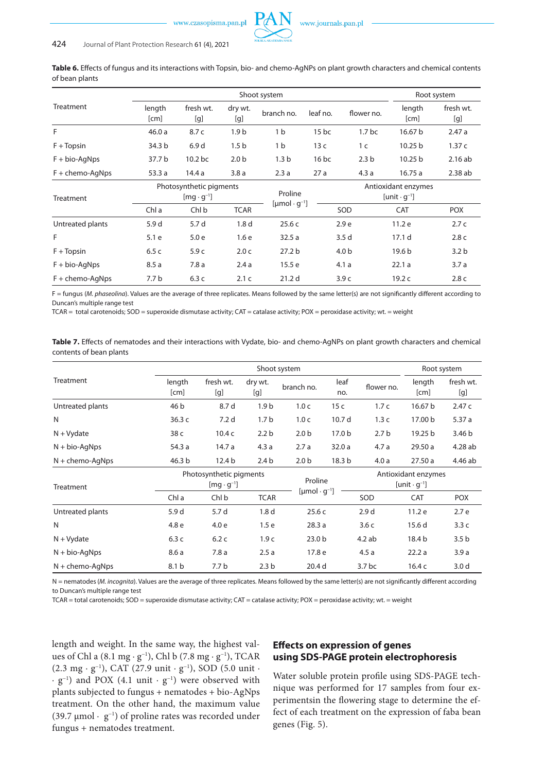**Table 6.** Effects of fungus and its interactions with Topsin, bio- and chemo-AgNPs on plant growth characters and chemical contents of bean plants

| Treatment | Shoot system | | | | | | Root system | |
|---|---|---|---|---|---|---|---|---|
| | length [cm] | fresh wt. [g] | dry wt. [g] | branch no. | leaf no. | flower no. | length [cm] | fresh wt. [g] |
| F | 46.0 a | 8.7 c | 1.9 b | 1 b | 15 bc | 1.7 bc | 16.67 b | 2.47 a |
| F + Topsin | 34.3 b | 6.9 d | 1.5 b | 1 b | 13 c | 1 c | 10.25 b | 1.37 c |
| F + bio-AgNps | 37.7 b | 10.2 bc | 2.0 b | 1.3 b | 16 bc | 2.3 b | 10.25 b | 2.16 ab |
| F + chemo-AgNps | 53.3 a | 14.4 a | 3.8 a | 2.3 a | 27 a | 4.3 a | 16.75 a | 2.38 ab |

| Treatment | Photosynthetic pigments [mg · g$^{-1}$] | | | Proline [µmol · g$^{-1}$] | Antioxidant enzymes [unit · g$^{-1}$] | | |
|---|---|---|---|---|---|---|---|
| | Chl a | Chl b | TCAR | | SOD | CAT | POX |
| Untreated plants | 5.9 d | 5.7 d | 1.8 d | 25.6 c | 2.9 e | 11.2 e | 2.7 c |
| F | 5.1 e | 5.0 e | 1.6 e | 32.5 a | 3.5 d | 17.1 d | 2.8 c |
| F + Topsin | 6.5 c | 5.9 c | 2.0 c | 27.2 b | 4.0 b | 19.6 b | 3.2 b |
| F + bio-AgNps | 8.5 a | 7.8 a | 2.4 a | 15.5 e | 4.1 a | 22.1 a | 3.7 a |
| F + chemo-AgNps | 7.7 b | 6.3 c | 2.1 c | 21.2 d | 3.9 c | 19.2 c | 2.8 c |

F = fungus (*M. phaseolina*). Values are the average of three replicates. Means followed by the same letter(s) are not significantly different according to Duncan's multiple range test

TCAR = total carotenoids; SOD = superoxide dismutase activity; CAT = catalase activity; POX = peroxidase activity; wt. = weight

**Table 7.** Effects of nematodes and their interactions with Vydate, bio- and chemo-AgNPs on plant growth characters and chemical contents of bean plants

| Treatment | Shoot system | | | | | | Root system | |
|---|---|---|---|---|---|---|---|---|
| | length [cm] | fresh wt. [g] | dry wt. [g] | branch no. | leaf no. | flower no. | length [cm] | fresh wt. [g] |
| Untreated plants | 46 b | 8.7 d | 1.9 b | 1.0 c | 15 c | 1.7 c | 16.67 b | 2.47 c |
| N | 36.3 c | 7.2 d | 1.7 b | 1.0 c | 10.7 d | 1.3 c | 17.00 b | 5.37 a |
| N + Vydate | 38 c | 10.4 c | 2.2 b | 2.0 b | 17.0 b | 2.7 b | 19.25 b | 3.46 b |
| N + bio-AgNps | 54.3 a | 14.7 a | 4.3 a | 2.7 a | 32.0 a | 4.7 a | 29.50 a | 4.28 ab |
| N + chemo-AgNps | 46.3 b | 12.4 b | 2.4 b | 2.0 b | 18.3 b | 4.0 a | 27.50 a | 4.46 ab |

| Treatment | Photosynthetic pigments [mg · g$^{-1}$] | | | Proline [µmol · g$^{-1}$] | Antioxidant enzymes [unit · g$^{-1}$] | | |
|---|---|---|---|---|---|---|---|
| | Chl a | Chl b | TCAR | | SOD | CAT | POX |
| Untreated plants | 5.9 d | 5.7 d | 1.8 d | 25.6 c | 2.9 d | 11.2 e | 2.7 e |
| N | 4.8 e | 4.0 e | 1.5 e | 28.3 a | 3.6 c | 15.6 d | 3.3 c |
| N + Vydate | 6.3 c | 6.2 c | 1.9 c | 23.0 b | 4.2 ab | 18.4 b | 3.5 b |
| N + bio-AgNps | 8.6 a | 7.8 a | 2.5 a | 17.8 e | 4.5 a | 22.2 a | 3.9 a |
| N + chemo-AgNps | 8.1 b | 7.7 b | 2.3 b | 20.4 d | 3.7 bc | 16.4 c | 3.0 d |

N = nematodes (*M. incognita*). Values are the average of three replicates. Means followed by the same letter(s) are not significantly different according to Duncan's multiple range test

TCAR = total carotenoids; SOD = superoxide dismutase activity; CAT = catalase activity; POX = peroxidase activity; wt. = weight

length and weight. In the same way, the highest values of Chl a (8.1 mg · g$^{-1}$), Chl b (7.8 mg · g$^{-1}$), TCAR (2.3 mg · g$^{-1}$), CAT (27.9 unit · g$^{-1}$), SOD (5.0 unit · · g$^{-1}$) and POX (4.1 unit · g$^{-1}$) were observed with plants subjected to fungus + nematodes + bio-AgNps treatment. On the other hand, the maximum value (39.7 µmol · g$^{-1}$) of proline rates was recorded under fungus + nematodes treatment.

## Effects on expression of genes using SDS-PAGE protein electrophoresis

Water soluble protein profile using SDS-PAGE technique was performed for 17 samples from four experimentsin the flowering stage to determine the effect of each treatment on the expression of faba bean genes (Fig. 5).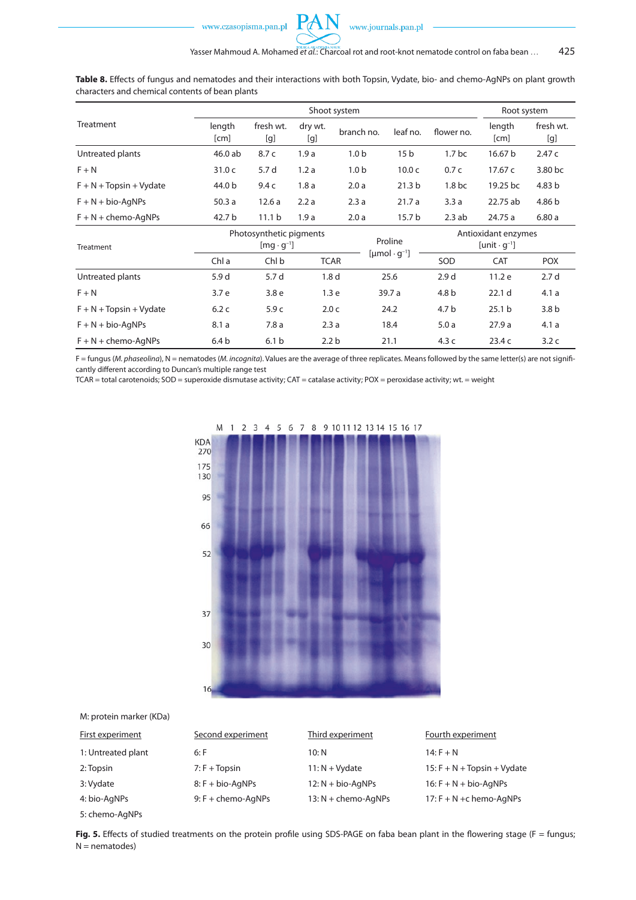**Table 8.** Effects of fungus and nematodes and their interactions with both Topsin, Vydate, bio- and chemo-AgNPs on plant growth characters and chemical contents of bean plants

| Treatment | Shoot system | | | | | | Root system | |
|---|---|---|---|---|---|---|---|---|
| | length [cm] | fresh wt. [g] | dry wt. [g] | branch no. | leaf no. | flower no. | length [cm] | fresh wt. [g] |
| Untreated plants | 46.0 ab | 8.7 c | 1.9 a | 1.0 b | 15 b | 1.7 bc | 16.67 b | 2.47 c |
| F + N | 31.0 c | 5.7 d | 1.2 a | 1.0 b | 10.0 c | 0.7 c | 17.67 c | 3.80 bc |
| F + N + Topsin + Vydate | 44.0 b | 9.4 c | 1.8 a | 2.0 a | 21.3 b | 1.8 bc | 19.25 bc | 4.83 b |
| F + N + bio-AgNPs | 50.3 a | 12.6 a | 2.2 a | 2.3 a | 21.7 a | 3.3 a | 22.75 ab | 4.86 b |
| F + N + chemo-AgNPs | 42.7 b | 11.1 b | 1.9 a | 2.0 a | 15.7 b | 2.3 ab | 24.75 a | 6.80 a |

| Treatment | Photosynthetic pigments [mg · g$^{-1}$] | | | Proline [μmol · g$^{-1}$] | Antioxidant enzymes [unit · g$^{-1}$] | | |
|---|---|---|---|---|---|---|---|
| | Chl a | Chl b | TCAR | | SOD | CAT | POX |
| Untreated plants | 5.9 d | 5.7 d | 1.8 d | 25.6 | 2.9 d | 11.2 e | 2.7 d |
| F + N | 3.7 e | 3.8 e | 1.3 e | 39.7 a | 4.8 b | 22.1 d | 4.1 a |
| F + N + Topsin + Vydate | 6.2 c | 5.9 c | 2.0 c | 24.2 | 4.7 b | 25.1 b | 3.8 b |
| F + N + bio-AgNPs | 8.1 a | 7.8 a | 2.3 a | 18.4 | 5.0 a | 27.9 a | 4.1 a |
| F + N + chemo-AgNPs | 6.4 b | 6.1 b | 2.2 b | 21.1 | 4.3 c | 23.4 c | 3.2 c |

F = fungus (*M. phaseolina*), N = nematodes (*M. incognita*). Values are the average of three replicates. Means followed by the same letter(s) are not significantly different according to Duncan's multiple range test
TCAR = total carotenoids; SOD = superoxide dismutase activity; CAT = catalase activity; POX = peroxidase activity; wt. = weight

M: protein marker (KDa)

| First experiment | Second experiment | Third experiment | Fourth experiment |
|---|---|---|---|
| 1: Untreated plant | 6: F | 10: N | 14: F + N |
| 2: Topsin | 7: F + Topsin | 11: N + Vydate | 15: F + N + Topsin + Vydate |
| 3: Vydate | 8: F + bio-AgNPs | 12: N + bio-AgNPs | 16: F + N + bio-AgNPs |
| 4: bio-AgNPs | 9: F + chemo-AgNPs | 13: N + chemo-AgNPs | 17: F + N +c hemo-AgNPs |
| 5: chemo-AgNPs | | | |

**Fig. 5.** Effects of studied treatments on the protein profile using SDS-PAGE on faba bean plant in the flowering stage (F = fungus; N = nematodes)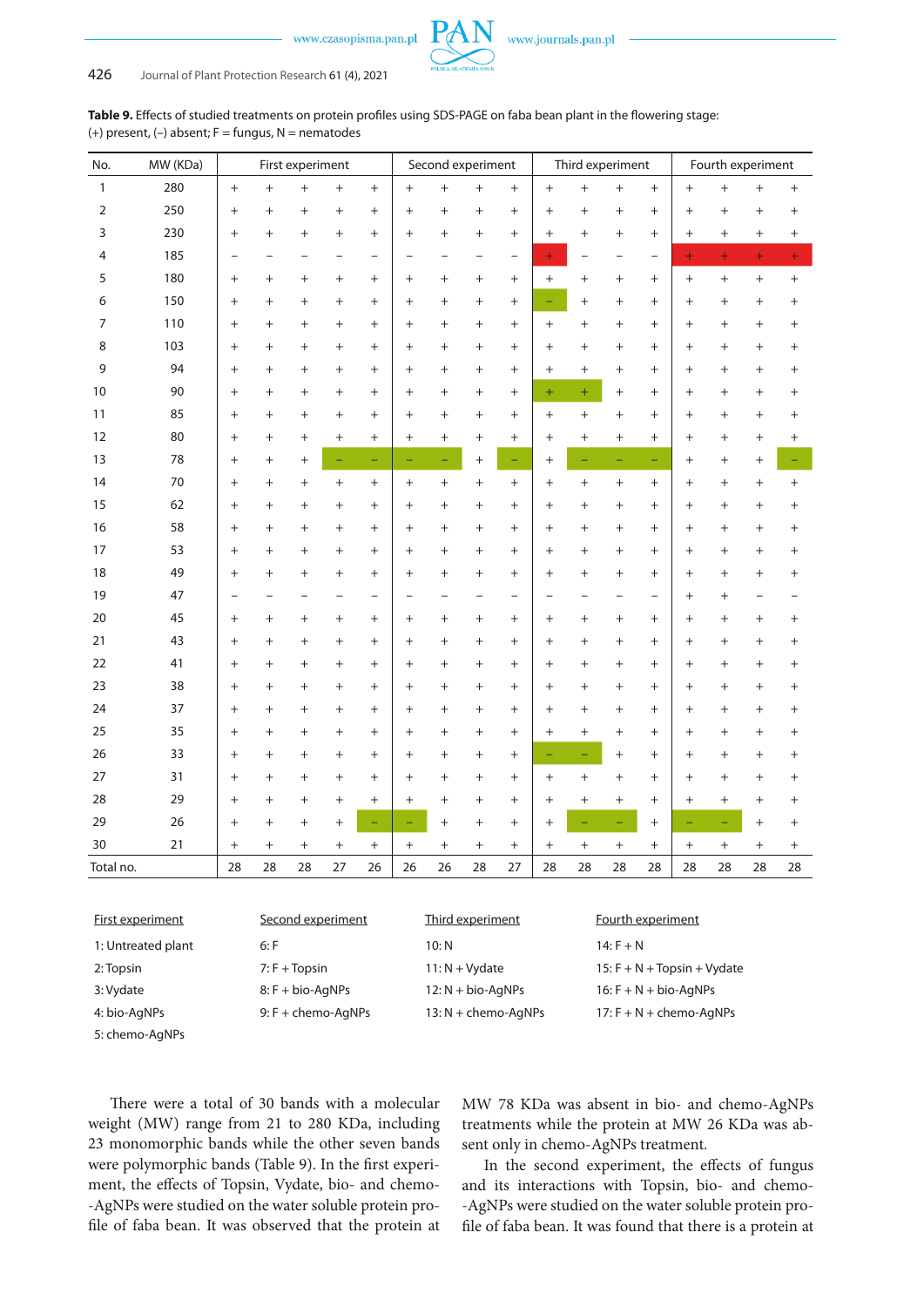**Table 9.** Effects of studied treatments on protein profiles using SDS-PAGE on faba bean plant in the flowering stage: (+) present, (–) absent; F = fungus, N = nematodes

| No. | MW (KDa) | First experiment | | | | | Second experiment | | | | Third experiment | | | | Fourth experiment | | | |
|---|---|---|---|---|---|---|---|---|---|---|---|---|---|---|---|---|---|---|
| 1 | 280 | + | + | + | + | + | + | + | + | + | + | + | + | + | + | + | + | + |
| 2 | 250 | + | + | + | + | + | + | + | + | + | + | + | + | + | + | + | + | + |
| 3 | 230 | + | + | + | + | + | + | + | + | + | + | + | + | + | + | + | + | + |
| 4 | 185 | – | – | – | – | – | – | – | – | – | + | – | – | – | + | + | + | + |
| 5 | 180 | + | + | + | + | + | + | + | + | + | + | + | + | + | + | + | + | + |
| 6 | 150 | + | + | + | + | + | + | + | + | + | – | + | + | + | + | + | + | + |
| 7 | 110 | + | + | + | + | + | + | + | + | + | + | + | + | + | + | + | + | + |
| 8 | 103 | + | + | + | + | + | + | + | + | + | + | + | + | + | + | + | + | + |
| 9 | 94 | + | + | + | + | + | + | + | + | + | + | + | + | + | + | + | + | + |
| 10 | 90 | + | + | + | + | + | + | + | + | + | + | + | + | + | + | + | + | + |
| 11 | 85 | + | + | + | + | + | + | + | + | + | + | + | + | + | + | + | + | + |
| 12 | 80 | + | + | + | + | + | + | + | + | + | + | + | + | + | + | + | + | + |
| 13 | 78 | + | + | + | – | – | – | – | + | – | + | – | – | – | + | + | + | – |
| 14 | 70 | + | + | + | + | + | + | + | + | + | + | + | + | + | + | + | + | + |
| 15 | 62 | + | + | + | + | + | + | + | + | + | + | + | + | + | + | + | + | + |
| 16 | 58 | + | + | + | + | + | + | + | + | + | + | + | + | + | + | + | + | + |
| 17 | 53 | + | + | + | + | + | + | + | + | + | + | + | + | + | + | + | + | + |
| 18 | 49 | + | + | + | + | + | + | + | + | + | + | + | + | + | + | + | + | + |
| 19 | 47 | – | – | – | – | – | – | – | – | – | – | – | – | – | + | + | – | – |
| 20 | 45 | + | + | + | + | + | + | + | + | + | + | + | + | + | + | + | + | + |
| 21 | 43 | + | + | + | + | + | + | + | + | + | + | + | + | + | + | + | + | + |
| 22 | 41 | + | + | + | + | + | + | + | + | + | + | + | + | + | + | + | + | + |
| 23 | 38 | + | + | + | + | + | + | + | + | + | + | + | + | + | + | + | + | + |
| 24 | 37 | + | + | + | + | + | + | + | + | + | + | + | + | + | + | + | + | + |
| 25 | 35 | + | + | + | + | + | + | + | + | + | + | + | + | + | + | + | + | + |
| 26 | 33 | + | + | + | + | + | + | + | + | + | – | – | + | + | + | + | + | + |
| 27 | 31 | + | + | + | + | + | + | + | + | + | + | + | + | + | + | + | + | + |
| 28 | 29 | + | + | + | + | + | + | + | + | + | + | + | + | + | + | + | + | + |
| 29 | 26 | + | + | + | + | – | – | + | + | + | + | – | – | + | – | – | + | + |
| 30 | 21 | + | + | + | + | + | + | + | + | + | + | + | + | + | + | + | + | + |
| Total no. | | 28 | 28 | 28 | 27 | 26 | 26 | 26 | 28 | 27 | 28 | 28 | 28 | 28 | 28 | 28 | 28 | 28 |

| First experiment | Second experiment | Third experiment | Fourth experiment |
|---|---|---|---|
| 1: Untreated plant | 6: F | 10: N | 14: F + N |
| 2: Topsin | 7: F + Topsin | 11: N + Vydate | 15: F + N + Topsin + Vydate |
| 3: Vydate | 8: F + bio-AgNPs | 12: N + bio-AgNPs | 16: F + N + bio-AgNPs |
| 4: bio-AgNPs | 9: F + chemo-AgNPs | 13: N + chemo-AgNPs | 17: F + N + chemo-AgNPs |
| 5: chemo-AgNPs | | | |

There were a total of 30 bands with a molecular weight (MW) range from 21 to 280 KDa, including 23 monomorphic bands while the other seven bands were polymorphic bands (Table 9). In the first experiment, the effects of Topsin, Vydate, bio- and chemo-AgNPs were studied on the water soluble protein profile of faba bean. It was observed that the protein at MW 78 KDa was absent in bio- and chemo-AgNPs treatments while the protein at MW 26 KDa was absent only in chemo-AgNPs treatment.

In the second experiment, the effects of fungus and its interactions with Topsin, bio- and chemo-AgNPs were studied on the water soluble protein profile of faba bean. It was found that there is a protein at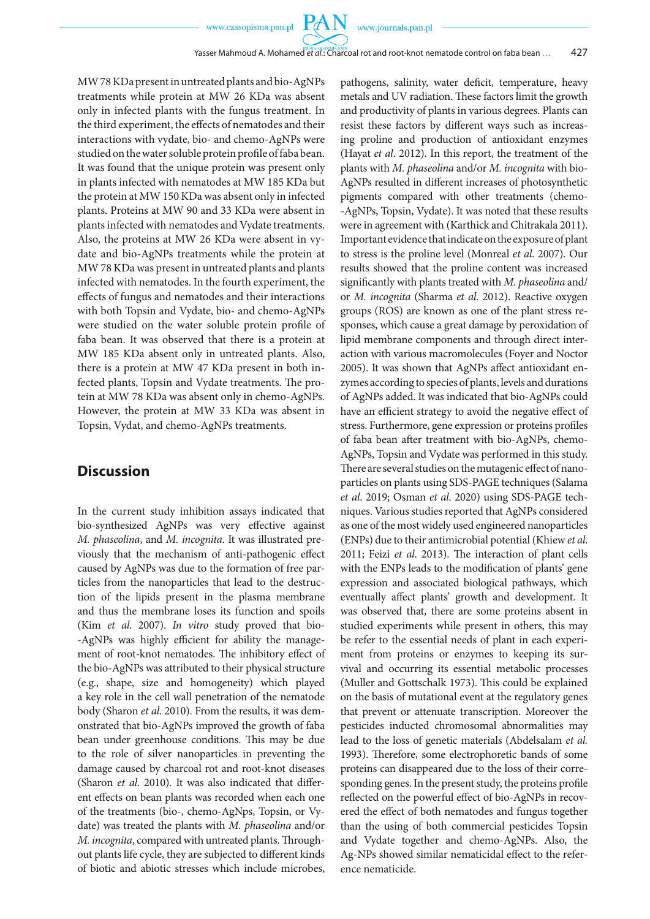MW 78 KDa present in untreated plants and bio-AgNPs treatments while protein at MW 26 KDa was absent only in infected plants with the fungus treatment. In the third experiment, the effects of nematodes and their interactions with vydate, bio- and chemo-AgNPs were studied on the water soluble protein profile of faba bean. It was found that the unique protein was present only in plants infected with nematodes at MW 185 KDa but the protein at MW 150 KDa was absent only in infected plants. Proteins at MW 90 and 33 KDa were absent in plants infected with nematodes and Vydate treatments. Also, the proteins at MW 26 KDa were absent in vydate and bio-AgNPs treatments while the protein at MW 78 KDa was present in untreated plants and plants infected with nematodes. In the fourth experiment, the effects of fungus and nematodes and their interactions with both Topsin and Vydate, bio- and chemo-AgNPs were studied on the water soluble protein profile of faba bean. It was observed that there is a protein at MW 185 KDa absent only in untreated plants. Also, there is a protein at MW 47 KDa present in both infected plants, Topsin and Vydate treatments. The protein at MW 78 KDa was absent only in chemo-AgNPs. However, the protein at MW 33 KDa was absent in Topsin, Vydat, and chemo-AgNPs treatments.

## Discussion

In the current study inhibition assays indicated that bio-synthesized AgNPs was very effective against *M. phaseolina*, and *M. incognita*. It was illustrated previously that the mechanism of anti-pathogenic effect caused by AgNPs was due to the formation of free particles from the nanoparticles that lead to the destruction of the lipids present in the plasma membrane and thus the membrane loses its function and spoils (Kim *et al*. 2007). *In vitro* study proved that bio-AgNPs was highly efficient for ability the management of root-knot nematodes. The inhibitory effect of the bio-AgNPs was attributed to their physical structure (e.g., shape, size and homogeneity) which played a key role in the cell wall penetration of the nematode body (Sharon *et al*. 2010). From the results, it was demonstrated that bio-AgNPs improved the growth of faba bean under greenhouse conditions. This may be due to the role of silver nanoparticles in preventing the damage caused by charcoal rot and root-knot diseases (Sharon *et al*. 2010). It was also indicated that different effects on bean plants was recorded when each one of the treatments (bio-, chemo-AgNps, Topsin, or Vydate) was treated the plants with *M. phaseolina* and/or *M. incognita*, compared with untreated plants. Throughout plants life cycle, they are subjected to different kinds of biotic and abiotic stresses which include microbes, pathogens, salinity, water deficit, temperature, heavy metals and UV radiation. These factors limit the growth and productivity of plants in various degrees. Plants can resist these factors by different ways such as increasing proline and production of antioxidant enzymes (Hayat *et al*. 2012). In this report, the treatment of the plants with *M. phaseolina* and/or *M. incognita* with bio-AgNPs resulted in different increases of photosynthetic pigments compared with other treatments (chemo-AgNPs, Topsin, Vydate). It was noted that these results were in agreement with (Karthick and Chitrakala 2011). Important evidence that indicate on the exposure of plant to stress is the proline level (Monreal *et al*. 2007). Our results showed that the proline content was increased significantly with plants treated with *M. phaseolina* and/or *M. incognita* (Sharma *et al*. 2012). Reactive oxygen groups (ROS) are known as one of the plant stress responses, which cause a great damage by peroxidation of lipid membrane components and through direct interaction with various macromolecules (Foyer and Noctor 2005). It was shown that AgNPs affect antioxidant enzymes according to species of plants, levels and durations of AgNPs added. It was indicated that bio-AgNPs could have an efficient strategy to avoid the negative effect of stress. Furthermore, gene expression or proteins profiles of faba bean after treatment with bio-AgNPs, chemo-AgNPs, Topsin and Vydate was performed in this study. There are several studies on the mutagenic effect of nanoparticles on plants using SDS-PAGE techniques (Salama *et al*. 2019; Osman *et al*. 2020) using SDS-PAGE techniques. Various studies reported that AgNPs considered as one of the most widely used engineered nanoparticles (ENPs) due to their antimicrobial potential (Khiew *et al*. 2011; Feizi *et al*. 2013). The interaction of plant cells with the ENPs leads to the modification of plants' gene expression and associated biological pathways, which eventually affect plants' growth and development. It was observed that, there are some proteins absent in studied experiments while present in others, this may be refer to the essential needs of plant in each experiment from proteins or enzymes to keeping its survival and occurring its essential metabolic processes (Muller and Gottschalk 1973). This could be explained on the basis of mutational event at the regulatory genes that prevent or attenuate transcription. Moreover the pesticides inducted chromosomal abnormalities may lead to the loss of genetic materials (Abdelsalam *et al.* 1993). Therefore, some electrophoretic bands of some proteins can disappeared due to the loss of their corresponding genes. In the present study, the proteins profile reflected on the powerful effect of bio-AgNPs in recovered the effect of both nematodes and fungus together than the using of both commercial pesticides Topsin and Vydate together and chemo-AgNPs. Also, the Ag-NPs showed similar nematicidal effect to the reference nematicide.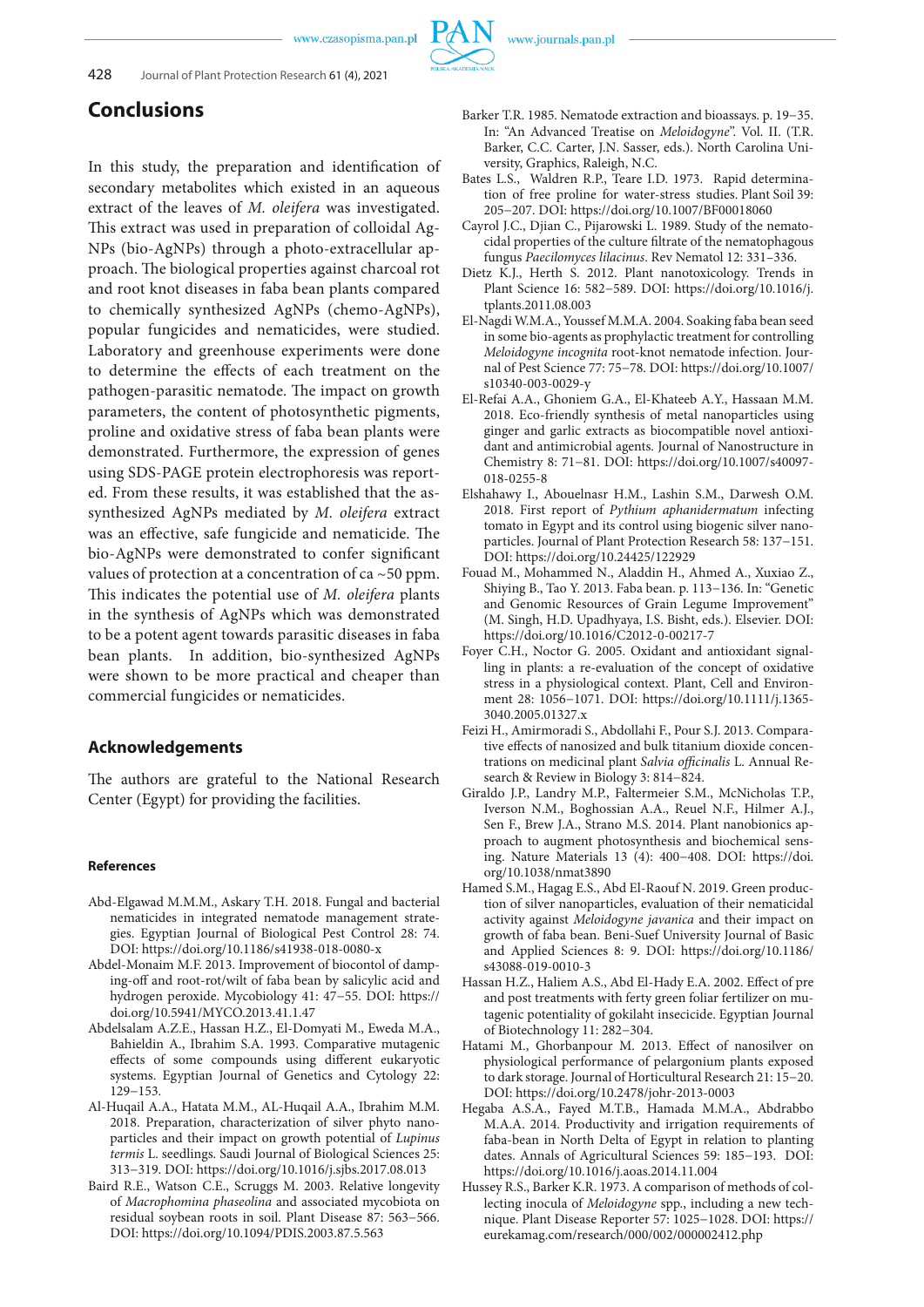## Conclusions

In this study, the preparation and identification of secondary metabolites which existed in an aqueous extract of the leaves of *M. oleifera* was investigated. This extract was used in preparation of colloidal Ag-NPs (bio-AgNPs) through a photo-extracellular approach. The biological properties against charcoal rot and root knot diseases in faba bean plants compared to chemically synthesized AgNPs (chemo-AgNPs), popular fungicides and nematicides, were studied. Laboratory and greenhouse experiments were done to determine the effects of each treatment on the pathogen-parasitic nematode. The impact on growth parameters, the content of photosynthetic pigments, proline and oxidative stress of faba bean plants were demonstrated. Furthermore, the expression of genes using SDS-PAGE protein electrophoresis was reported. From these results, it was established that the as-synthesized AgNPs mediated by *M. oleifera* extract was an effective, safe fungicide and nematicide. The bio-AgNPs were demonstrated to confer significant values of protection at a concentration of ca ~50 ppm. This indicates the potential use of *M. oleifera* plants in the synthesis of AgNPs which was demonstrated to be a potent agent towards parasitic diseases in faba bean plants. In addition, bio-synthesized AgNPs were shown to be more practical and cheaper than commercial fungicides or nematicides.

## Acknowledgements

The authors are grateful to the National Research Center (Egypt) for providing the facilities.

### References

Abd-Elgawad M.M.M., Askary T.H. 2018. Fungal and bacterial nematicides in integrated nematode management strategies. Egyptian Journal of Biological Pest Control 28: 74. DOI: https://doi.org/10.1186/s41938-018-0080-x

Abdel-Monaim M.F. 2013. Improvement of biocontol of damping-off and root-rot/wilt of faba bean by salicylic acid and hydrogen peroxide. Mycobiology 41: 47–55. DOI: https://doi.org/10.5941/MYCO.2013.41.1.47

Abdelsalam A.Z.E., Hassan H.Z., El-Domyati M., Eweda M.A., Bahieldin A., Ibrahim S.A. 1993. Comparative mutagenic effects of some compounds using different eukaryotic systems. Egyptian Journal of Genetics and Cytology 22: 129–153.

Al-Huqail A.A., Hatata M.M., AL-Huqail A.A., Ibrahim M.M. 2018. Preparation, characterization of silver phyto nanoparticles and their impact on growth potential of *Lupinus termis* L. seedlings. Saudi Journal of Biological Sciences 25: 313–319. DOI: https://doi.org/10.1016/j.sjbs.2017.08.013

Baird R.E., Watson C.E., Scruggs M. 2003. Relative longevity of *Macrophomina phaseolina* and associated mycobiota on residual soybean roots in soil. Plant Disease 87: 563–566. DOI: https://doi.org/10.1094/PDIS.2003.87.5.563

Barker T.R. 1985. Nematode extraction and bioassays. p. 19–35. In: "An Advanced Treatise on *Meloidogyne*". Vol. II. (T.R. Barker, C.C. Carter, J.N. Sasser, eds.). North Carolina University, Graphics, Raleigh, N.C.

Bates L.S., Waldren R.P., Teare I.D. 1973. Rapid determination of free proline for water-stress studies. Plant Soil 39: 205–207. DOI: https://doi.org/10.1007/BF00018060

Cayrol J.C., Djian C., Pijarowski L. 1989. Study of the nematocidal properties of the culture filtrate of the nematophagous fungus *Paecilomyces lilacinus*. Rev Nematol 12: 331–336.

Dietz K.J., Herth S. 2012. Plant nanotoxicology. Trends in Plant Science 16: 582–589. DOI: https://doi.org/10.1016/j.tplants.2011.08.003

El-Nagdi W.M.A., Youssef M.M.A. 2004. Soaking faba bean seed in some bio-agents as prophylactic treatment for controlling *Meloidogyne incognita* root-knot nematode infection. Journal of Pest Science 77: 75–78. DOI: https://doi.org/10.1007/s10340-003-0029-y

El-Refai A.A., Ghoniem G.A., El-Khateeb A.Y., Hassaan M.M. 2018. Eco-friendly synthesis of metal nanoparticles using ginger and garlic extracts as biocompatible novel antioxidant and antimicrobial agents. Journal of Nanostructure in Chemistry 8: 71–81. DOI: https://doi.org/10.1007/s40097-018-0255-8

Elshahawy I., Abouelnasr H.M., Lashin S.M., Darwesh O.M. 2018. First report of *Pythium aphanidermatum* infecting tomato in Egypt and its control using biogenic silver nanoparticles. Journal of Plant Protection Research 58: 137–151. DOI: https://doi.org/10.24425/122929

Fouad M., Mohammed N., Aladdin H., Ahmed A., Xuxiao Z., Shiying B., Tao Y. 2013. Faba bean. p. 113–136. In: "Genetic and Genomic Resources of Grain Legume Improvement" (M. Singh, H.D. Upadhyaya, I.S. Bisht, eds.). Elsevier. DOI: https://doi.org/10.1016/C2012-0-00217-7

Foyer C.H., Noctor G. 2005. Oxidant and antioxidant signalling in plants: a re-evaluation of the concept of oxidative stress in a physiological context. Plant, Cell and Environment 28: 1056–1071. DOI: https://doi.org/10.1111/j.1365-3040.2005.01327.x

Feizi H., Amirmoradi S., Abdollahi F., Pour S.J. 2013. Comparative effects of nanosized and bulk titanium dioxide concentrations on medicinal plant *Salvia officinalis* L. Annual Research & Review in Biology 3: 814–824.

Giraldo J.P., Landry M.P., Faltermeier S.M., McNicholas T.P., Iverson N.M., Boghossian A.A., Reuel N.F., Hilmer A.J., Sen F., Brew J.A., Strano M.S. 2014. Plant nanobionics approach to augment photosynthesis and biochemical sensing. Nature Materials 13 (4): 400–408. DOI: https://doi.org/10.1038/nmat3890

Hamed S.M., Hagag E.S., Abd El-Raouf N. 2019. Green production of silver nanoparticles, evaluation of their nematicidal activity against *Meloidogyne javanica* and their impact on growth of faba bean. Beni-Suef University Journal of Basic and Applied Sciences 8: 9. DOI: https://doi.org/10.1186/s43088-019-0010-3

Hassan H.Z., Haliem A.S., Abd El-Hady E.A. 2002. Effect of pre and post treatments with ferty green foliar fertilizer on mutagenic potentiality of gokilaht insecicide. Egyptian Journal of Biotechnology 11: 282–304.

Hatami M., Ghorbanpour M. 2013. Effect of nanosilver on physiological performance of pelargonium plants exposed to dark storage. Journal of Horticultural Research 21: 15–20. DOI: https://doi.org/10.2478/johr-2013-0003

Hegaba A.S.A., Fayed M.T.B., Hamada M.M.A., Abdrabbo M.A.A. 2014. Productivity and irrigation requirements of faba-bean in North Delta of Egypt in relation to planting dates. Annals of Agricultural Sciences 59: 185–193. DOI: https://doi.org/10.1016/j.aoas.2014.11.004

Hussey R.S., Barker K.R. 1973. A comparison of methods of collecting inocula of *Meloidogyne* spp., including a new technique. Plant Disease Reporter 57: 1025–1028. DOI: https://eurekamag.com/research/000/002/000002412.php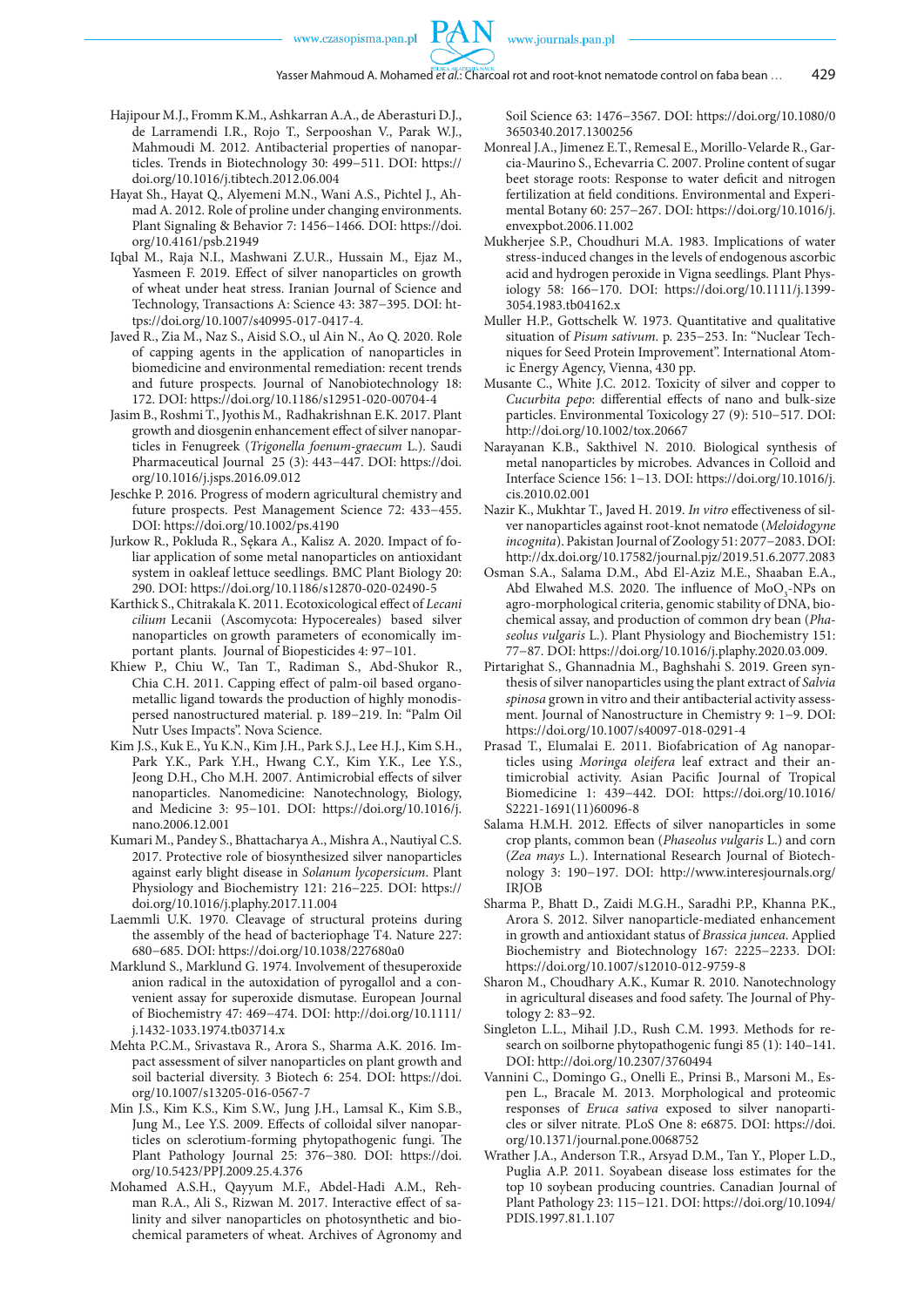Hajipour M.J., Fromm K.M., Ashkarran A.A., de Aberasturi D.J., de Larramendi I.R., Rojo T., Serpooshan V., Parak W.J., Mahmoudi M. 2012. Antibacterial properties of nanoparticles. Trends in Biotechnology 30: 499–511. DOI: https://doi.org/10.1016/j.tibtech.2012.06.004

Hayat Sh., Hayat Q., Alyemeni M.N., Wani A.S., Pichtel J., Ahmad A. 2012. Role of proline under changing environments. Plant Signaling & Behavior 7: 1456–1466. DOI: https://doi.org/10.4161/psb.21949

Iqbal M., Raja N.I., Mashwani Z.U.R., Hussain M., Ejaz M., Yasmeen F. 2019. Effect of silver nanoparticles on growth of wheat under heat stress. Iranian Journal of Science and Technology, Transactions A: Science 43: 387–395. DOI: https://doi.org/10.1007/s40995-017-0417-4.

Javed R., Zia M., Naz S., Aisid S.O., ul Ain N., Ao Q. 2020. Role of capping agents in the application of nanoparticles in biomedicine and environmental remediation: recent trends and future prospects. Journal of Nanobiotechnology 18: 172. DOI: https://doi.org/10.1186/s12951-020-00704-4

Jasim B., Roshmi T., Jyothis M., Radhakrishnan E.K. 2017. Plant growth and diosgenin enhancement effect of silver nanoparticles in Fenugreek (*Trigonella foenum-graecum* L.). Saudi Pharmaceutical Journal 25 (3): 443–447. DOI: https://doi.org/10.1016/j.jsps.2016.09.012

Jeschke P. 2016. Progress of modern agricultural chemistry and future prospects. Pest Management Science 72: 433–455. DOI: https://doi.org/10.1002/ps.4190

Jurkow R., Pokluda R., Sękara A., Kalisz A. 2020. Impact of foliar application of some metal nanoparticles on antioxidant system in oakleaf lettuce seedlings. BMC Plant Biology 20: 290. DOI: https://doi.org/10.1186/s12870-020-02490-5

Karthick S., Chitrakala K. 2011. Ecotoxicological effect of *Lecanicilium* Lecanii (Ascomycota: Hypocereales) based silver nanoparticles on growth parameters of economically important plants. Journal of Biopesticides 4: 97–101.

Khiew P., Chiu W., Tan T., Radiman S., Abd-Shukor R., Chia C.H. 2011. Capping effect of palm-oil based organometallic ligand towards the production of highly monodispersed nanostructured material. p. 189–219. In: "Palm Oil Nutr Uses Impacts". Nova Science.

Kim J.S., Kuk E., Yu K.N., Kim J.H., Park S.J., Lee H.J., Kim S.H., Park Y.K., Park Y.H., Hwang C.Y., Kim Y.K., Lee Y.S., Jeong D.H., Cho M.H. 2007. Antimicrobial effects of silver nanoparticles. Nanomedicine: Nanotechnology, Biology, and Medicine 3: 95–101. DOI: https://doi.org/10.1016/j.nano.2006.12.001

Kumari M., Pandey S., Bhattacharya A., Mishra A., Nautiyal C.S. 2017. Protective role of biosynthesized silver nanoparticles against early blight disease in *Solanum lycopersicum*. Plant Physiology and Biochemistry 121: 216–225. DOI: https://doi.org/10.1016/j.plaphy.2017.11.004

Laemmli U.K. 1970. Cleavage of structural proteins during the assembly of the head of bacteriophage T4. Nature 227: 680–685. DOI: https://doi.org/10.1038/227680a0

Marklund S., Marklund G. 1974. Involvement of thesuperoxide anion radical in the autoxidation of pyrogallol and a convenient assay for superoxide dismutase. European Journal of Biochemistry 47: 469–474. DOI: http://doi.org/10.1111/j.1432-1033.1974.tb03714.x

Mehta P.C.M., Srivastava R., Arora S., Sharma A.K. 2016. Impact assessment of silver nanoparticles on plant growth and soil bacterial diversity. 3 Biotech 6: 254. DOI: https://doi.org/10.1007/s13205-016-0567-7

Min J.S., Kim K.S., Kim S.W., Jung J.H., Lamsal K., Kim S.B., Jung M., Lee Y.S. 2009. Effects of colloidal silver nanoparticles on sclerotium-forming phytopathogenic fungi. The Plant Pathology Journal 25: 376–380. DOI: https://doi.org/10.5423/PPJ.2009.25.4.376

Mohamed A.S.H., Qayyum M.F., Abdel-Hadi A.M., Rehman R.A., Ali S., Rizwan M. 2017. Interactive effect of salinity and silver nanoparticles on photosynthetic and biochemical parameters of wheat. Archives of Agronomy and Soil Science 63: 1476–3567. DOI: https://doi.org/10.1080/03650340.2017.1300256

Monreal J.A., Jimenez E.T., Remesal E., Morillo-Velarde R., García-Maurino S., Echevarria C. 2007. Proline content of sugar beet storage roots: Response to water deficit and nitrogen fertilization at field conditions. Environmental and Experimental Botany 60: 257–267. DOI: https://doi.org/10.1016/j.envexpbot.2006.11.002

Mukherjee S.P., Choudhuri M.A. 1983. Implications of water stress-induced changes in the levels of endogenous ascorbic acid and hydrogen peroxide in Vigna seedlings. Plant Physiology 58: 166–170. DOI: https://doi.org/10.1111/j.1399-3054.1983.tb04162.x

Muller H.P., Gottschelk W. 1973. Quantitative and qualitative situation of *Pisum sativum*. p. 235–253. In: "Nuclear Techniques for Seed Protein Improvement". International Atomic Energy Agency, Vienna, 430 pp.

Musante C., White J.C. 2012. Toxicity of silver and copper to *Cucurbita pepo*: differential effects of nano and bulk-size particles. Environmental Toxicology 27 (9): 510–517. DOI: http://doi.org/10.1002/tox.20667

Narayanan K.B., Sakthivel N. 2010. Biological synthesis of metal nanoparticles by microbes. Advances in Colloid and Interface Science 156: 1–13. DOI: https://doi.org/10.1016/j.cis.2010.02.001

Nazir K., Mukhtar T., Javed H. 2019. *In vitro* effectiveness of silver nanoparticles against root-knot nematode (*Meloidogyne incognita*). Pakistan Journal of Zoology 51: 2077–2083. DOI: http://dx.doi.org/10.17582/journal.pjz/2019.51.6.2077.2083

Osman S.A., Salama D.M., Abd El-Aziz M.E., Shaaban E.A., Abd Elwahed M.S. 2020. The influence of $MoO_3$-NPs on agro-morphological criteria, genomic stability of DNA, biochemical assay, and production of common dry bean (*Phaseolus vulgaris* L.). Plant Physiology and Biochemistry 151: 77–87. DOI: https://doi.org/10.1016/j.plaphy.2020.03.009.

Pirtarighat S., Ghannadnia M., Baghshahi S. 2019. Green synthesis of silver nanoparticles using the plant extract of *Salvia spinosa* grown in vitro and their antibacterial activity assessment. Journal of Nanostructure in Chemistry 9: 1–9. DOI: https://doi.org/10.1007/s40097-018-0291-4

Prasad T., Elumalai E. 2011. Biofabrication of Ag nanoparticles using *Moringa oleifera* leaf extract and their antimicrobial activity. Asian Pacific Journal of Tropical Biomedicine 1: 439–442. DOI: https://doi.org/10.1016/S2221-1691(11)60096-8

Salama H.M.H. 2012. Effects of silver nanoparticles in some crop plants, common bean (*Phaseolus vulgaris* L.) and corn (*Zea mays* L.). International Research Journal of Biotechnology 3: 190–197. DOI: http://www.interesjournals.org/IRJOB

Sharma P., Bhatt D., Zaidi M.G.H., Saradhi P.P., Khanna P.K., Arora S. 2012. Silver nanoparticle-mediated enhancement in growth and antioxidant status of *Brassica juncea*. Applied Biochemistry and Biotechnology 167: 2225–2233. DOI: https://doi.org/10.1007/s12010-012-9759-8

Sharon M., Choudhary A.K., Kumar R. 2010. Nanotechnology in agricultural diseases and food safety. The Journal of Phytology 2: 83–92.

Singleton L.L., Mihail J.D., Rush C.M. 1993. Methods for research on soilborne phytopathogenic fungi 85 (1): 140–141. DOI: http://doi.org/10.2307/3760494

Vannini C., Domingo G., Onelli E., Prinsi B., Marsoni M., Espen L., Bracale M. 2013. Morphological and proteomic responses of *Eruca sativa* exposed to silver nanoparticles or silver nitrate. PLoS One 8: e6875. DOI: https://doi.org/10.1371/journal.pone.0068752

Wrather J.A., Anderson T.R., Arsyad D.M., Tan Y., Ploper L.D., Puglia A.P. 2011. Soyabean disease loss estimates for the top 10 soybean producing countries. Canadian Journal of Plant Pathology 23: 115–121. DOI: https://doi.org/10.1094/PDIS.1997.81.1.107